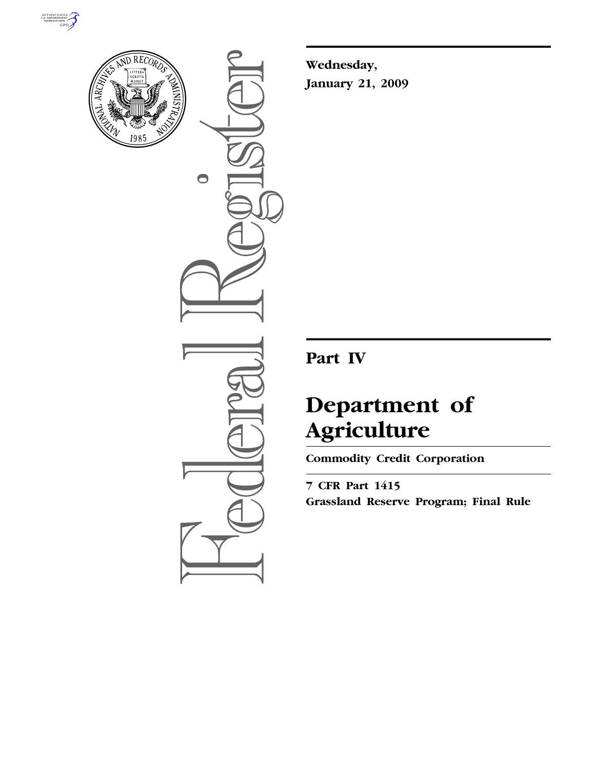**Wednesday,**

**January 21, 2009**

# Part IV

# Department of Agriculture

**Commodity Credit Corporation**

**7 CFR Part 1415**

**Grassland Reserve Program; Final Rule**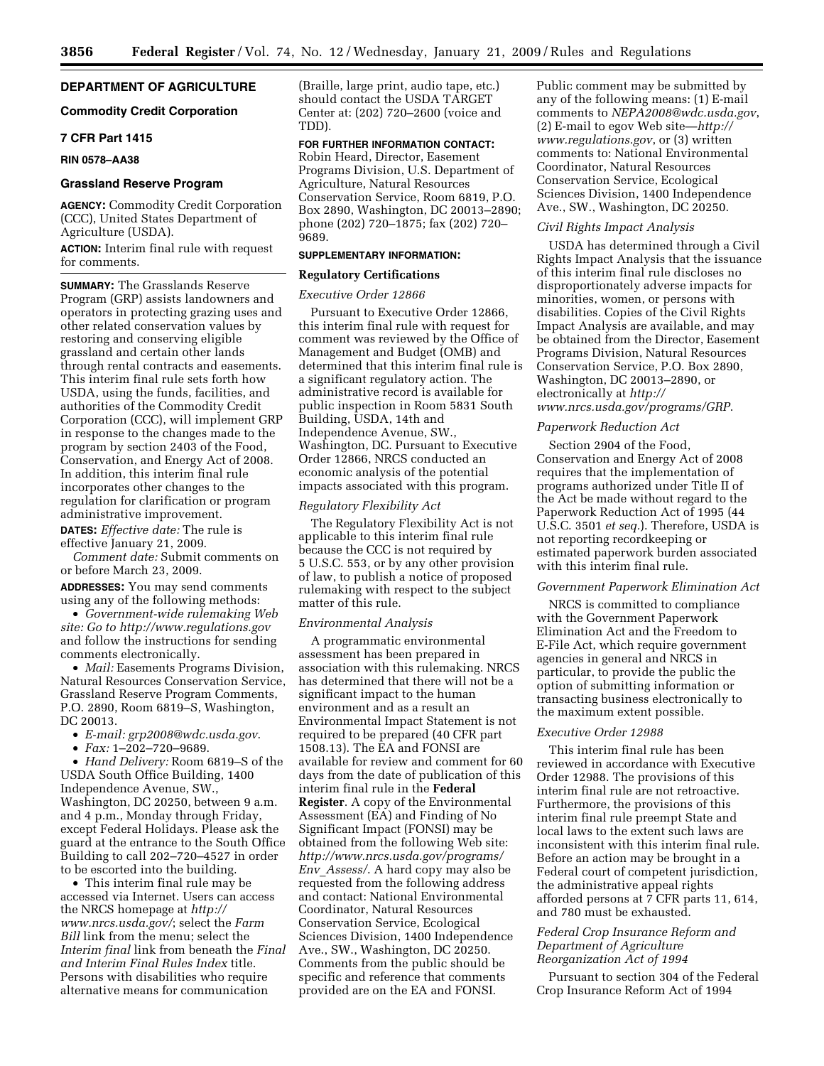## DEPARTMENT OF AGRICULTURE

### Commodity Credit Corporation

### 7 CFR Part 1415

### RIN 0578–AA38

### Grassland Reserve Program

**AGENCY:** Commodity Credit Corporation (CCC), United States Department of Agriculture (USDA).

**ACTION:** Interim final rule with request for comments.

**SUMMARY:** The Grasslands Reserve Program (GRP) assists landowners and operators in protecting grazing uses and other related conservation values by restoring and conserving eligible grassland and certain other lands through rental contracts and easements. This interim final rule sets forth how USDA, using the funds, facilities, and authorities of the Commodity Credit Corporation (CCC), will implement GRP in response to the changes made to the program by section 2403 of the Food, Conservation, and Energy Act of 2008. In addition, this interim final rule incorporates other changes to the regulation for clarification or program administrative improvement.

**DATES:** *Effective date:* The rule is effective January 21, 2009.

*Comment date:* Submit comments on or before March 23, 2009.

**ADDRESSES:** You may send comments using any of the following methods:

- *Government-wide rulemaking Web site: Go to http://www.regulations.gov* and follow the instructions for sending comments electronically.
- *Mail:* Easements Programs Division, Natural Resources Conservation Service, Grassland Reserve Program Comments, P.O. 2890, Room 6819–S, Washington, DC 20013.
- *E-mail: grp2008@wdc.usda.gov.*
- *Fax:* 1–202–720–9689.
- *Hand Delivery:* Room 6819–S of the USDA South Office Building, 1400 Independence Avenue, SW., Washington, DC 20250, between 9 a.m. and 4 p.m., Monday through Friday, except Federal Holidays. Please ask the guard at the entrance to the South Office Building to call 202–720–4527 in order to be escorted into the building.
- This interim final rule may be accessed via Internet. Users can access the NRCS homepage at *http://www.nrcs.usda.gov/*; select the *Farm Bill* link from the menu; select the *Interim final* link from beneath the *Final and Interim Final Rules Index* title. Persons with disabilities who require alternative means for communication (Braille, large print, audio tape, etc.) should contact the USDA TARGET Center at: (202) 720–2600 (voice and TDD).

**FOR FURTHER INFORMATION CONTACT:** Robin Heard, Director, Easement Programs Division, U.S. Department of Agriculture, Natural Resources Conservation Service, Room 6819, P.O. Box 2890, Washington, DC 20013–2890; phone (202) 720–1875; fax (202) 720–9689.

**SUPPLEMENTARY INFORMATION:**

### Regulatory Certifications

*Executive Order 12866*

Pursuant to Executive Order 12866, this interim final rule with request for comment was reviewed by the Office of Management and Budget (OMB) and determined that this interim final rule is a significant regulatory action. The administrative record is available for public inspection in Room 5831 South Building, USDA, 14th and Independence Avenue, SW., Washington, DC. Pursuant to Executive Order 12866, NRCS conducted an economic analysis of the potential impacts associated with this program.

*Regulatory Flexibility Act*

The Regulatory Flexibility Act is not applicable to this interim final rule because the CCC is not required by 5 U.S.C. 553, or by any other provision of law, to publish a notice of proposed rulemaking with respect to the subject matter of this rule.

*Environmental Analysis*

A programmatic environmental assessment has been prepared in association with this rulemaking. NRCS has determined that there will not be a significant impact to the human environment and as a result an Environmental Impact Statement is not required to be prepared (40 CFR part 1508.13). The EA and FONSI are available for review and comment for 60 days from the date of publication of this interim final rule in the **Federal Register**. A copy of the Environmental Assessment (EA) and Finding of No Significant Impact (FONSI) may be obtained from the following Web site: *http://www.nrcs.usda.gov/programs/Env_Assess/*. A hard copy may also be requested from the following address and contact: National Environmental Coordinator, Natural Resources Conservation Service, Ecological Sciences Division, 1400 Independence Ave., SW., Washington, DC 20250. Comments from the public should be specific and reference that comments provided are on the EA and FONSI. Public comment may be submitted by any of the following means: (1) E-mail comments to *NEPA2008@wdc.usda.gov*, (2) E-mail to egov Web site—*http://www.regulations.gov*, or (3) written comments to: National Environmental Coordinator, Natural Resources Conservation Service, Ecological Sciences Division, 1400 Independence Ave., SW., Washington, DC 20250.

*Civil Rights Impact Analysis*

USDA has determined through a Civil Rights Impact Analysis that the issuance of this interim final rule discloses no disproportionately adverse impacts for minorities, women, or persons with disabilities. Copies of the Civil Rights Impact Analysis are available, and may be obtained from the Director, Easement Programs Division, Natural Resources Conservation Service, P.O. Box 2890, Washington, DC 20013–2890, or electronically at *http://www.nrcs.usda.gov/programs/GRP*.

*Paperwork Reduction Act*

Section 2904 of the Food, Conservation and Energy Act of 2008 requires that the implementation of programs authorized under Title II of the Act be made without regard to the Paperwork Reduction Act of 1995 (44 U.S.C. 3501 *et seq.*). Therefore, USDA is not reporting recordkeeping or estimated paperwork burden associated with this interim final rule.

*Government Paperwork Elimination Act*

NRCS is committed to compliance with the Government Paperwork Elimination Act and the Freedom to E-File Act, which require government agencies in general and NRCS in particular, to provide the public the option of submitting information or transacting business electronically to the maximum extent possible.

*Executive Order 12988*

This interim final rule has been reviewed in accordance with Executive Order 12988. The provisions of this interim final rule are not retroactive. Furthermore, the provisions of this interim final rule preempt State and local laws to the extent such laws are inconsistent with this interim final rule. Before an action may be brought in a Federal court of competent jurisdiction, the administrative appeal rights afforded persons at 7 CFR parts 11, 614, and 780 must be exhausted.

*Federal Crop Insurance Reform and Department of Agriculture Reorganization Act of 1994*

Pursuant to section 304 of the Federal Crop Insurance Reform Act of 1994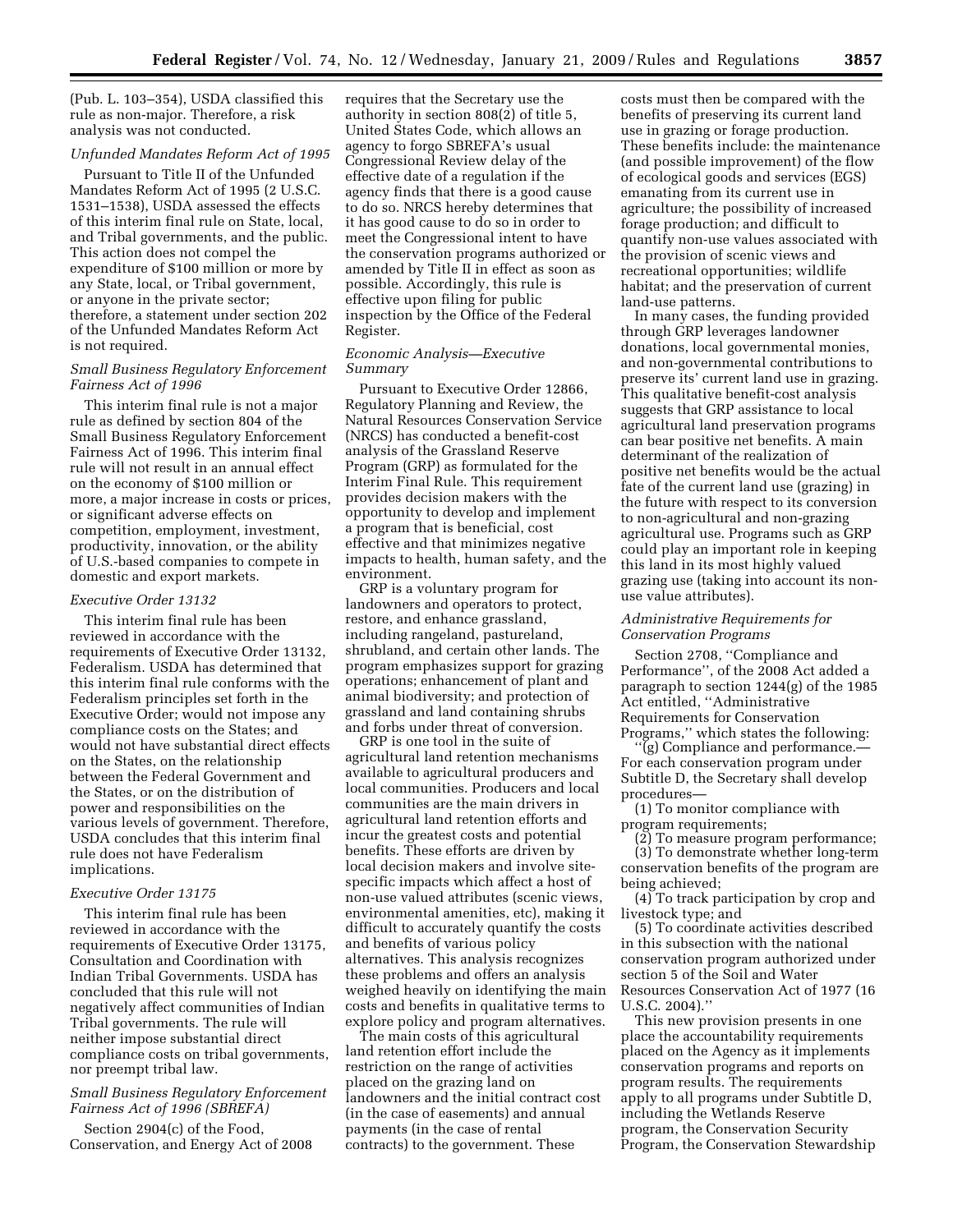(Pub. L. 103–354), USDA classified this rule as non-major. Therefore, a risk analysis was not conducted.

*Unfunded Mandates Reform Act of 1995*

Pursuant to Title II of the Unfunded Mandates Reform Act of 1995 (2 U.S.C. 1531–1538), USDA assessed the effects of this interim final rule on State, local, and Tribal governments, and the public. This action does not compel the expenditure of $100 million or more by any State, local, or Tribal government, or anyone in the private sector; therefore, a statement under section 202 of the Unfunded Mandates Reform Act is not required.

*Small Business Regulatory Enforcement Fairness Act of 1996*

This interim final rule is not a major rule as defined by section 804 of the Small Business Regulatory Enforcement Fairness Act of 1996. This interim final rule will not result in an annual effect on the economy of $100 million or more, a major increase in costs or prices, or significant adverse effects on competition, employment, investment, productivity, innovation, or the ability of U.S.-based companies to compete in domestic and export markets.

*Executive Order 13132*

This interim final rule has been reviewed in accordance with the requirements of Executive Order 13132, Federalism. USDA has determined that this interim final rule conforms with the Federalism principles set forth in the Executive Order; would not impose any compliance costs on the States; and would not have substantial direct effects on the States, on the relationship between the Federal Government and the States, or on the distribution of power and responsibilities on the various levels of government. Therefore, USDA concludes that this interim final rule does not have Federalism implications.

*Executive Order 13175*

This interim final rule has been reviewed in accordance with the requirements of Executive Order 13175, Consultation and Coordination with Indian Tribal Governments. USDA has concluded that this rule will not negatively affect communities of Indian Tribal governments. The rule will neither impose substantial direct compliance costs on tribal governments, nor preempt tribal law.

*Small Business Regulatory Enforcement Fairness Act of 1996 (SBREFA)*

Section 2904(c) of the Food, Conservation, and Energy Act of 2008 requires that the Secretary use the authority in section 808(2) of title 5, United States Code, which allows an agency to forgo SBREFA's usual Congressional Review delay of the effective date of a regulation if the agency finds that there is a good cause to do so. NRCS hereby determines that it has good cause to do so in order to meet the Congressional intent to have the conservation programs authorized or amended by Title II in effect as soon as possible. Accordingly, this rule is effective upon filing for public inspection by the Office of the Federal Register.

*Economic Analysis—Executive Summary*

Pursuant to Executive Order 12866, Regulatory Planning and Review, the Natural Resources Conservation Service (NRCS) has conducted a benefit-cost analysis of the Grassland Reserve Program (GRP) as formulated for the Interim Final Rule. This requirement provides decision makers with the opportunity to develop and implement a program that is beneficial, cost effective and that minimizes negative impacts to health, human safety, and the environment.

GRP is a voluntary program for landowners and operators to protect, restore, and enhance grassland, including rangeland, pastureland, shrubland, and certain other lands. The program emphasizes support for grazing operations; enhancement of plant and animal biodiversity; and protection of grassland and land containing shrubs and forbs under threat of conversion.

GRP is one tool in the suite of agricultural land retention mechanisms available to agricultural producers and local communities. Producers and local communities are the main drivers in agricultural land retention efforts and incur the greatest costs and potential benefits. These efforts are driven by local decision makers and involve site-specific impacts which affect a host of non-use valued attributes (scenic views, environmental amenities, etc), making it difficult to accurately quantify the costs and benefits of various policy alternatives. This analysis recognizes these problems and offers an analysis weighed heavily on identifying the main costs and benefits in qualitative terms to explore policy and program alternatives.

The main costs of this agricultural land retention effort include the restriction on the range of activities placed on the grazing land on landowners and the initial contract cost (in the case of easements) and annual payments (in the case of rental contracts) to the government. These costs must then be compared with the benefits of preserving its current land use in grazing or forage production. These benefits include: the maintenance (and possible improvement) of the flow of ecological goods and services (EGS) emanating from its current use in agriculture; the possibility of increased forage production; and difficult to quantify non-use values associated with the provision of scenic views and recreational opportunities; wildlife habitat; and the preservation of current land-use patterns.

In many cases, the funding provided through GRP leverages landowner donations, local governmental monies, and non-governmental contributions to preserve its' current land use in grazing. This qualitative benefit-cost analysis suggests that GRP assistance to local agricultural land preservation programs can bear positive net benefits. A main determinant of the realization of positive net benefits would be the actual fate of the current land use (grazing) in the future with respect to its conversion to non-agricultural and non-grazing agricultural use. Programs such as GRP could play an important role in keeping this land in its most highly valued grazing use (taking into account its non-use value attributes).

*Administrative Requirements for Conservation Programs*

Section 2708, ''Compliance and Performance'', of the 2008 Act added a paragraph to section 1244(g) of the 1985 Act entitled, ''Administrative Requirements for Conservation Programs,'' which states the following:

''(g) Compliance and performance.— For each conservation program under Subtitle D, the Secretary shall develop procedures—

(1) To monitor compliance with program requirements;

(2) To measure program performance;

(3) To demonstrate whether long-term conservation benefits of the program are being achieved;

(4) To track participation by crop and livestock type; and

(5) To coordinate activities described in this subsection with the national conservation program authorized under section 5 of the Soil and Water Resources Conservation Act of 1977 (16 U.S.C. 2004).''

This new provision presents in one place the accountability requirements placed on the Agency as it implements conservation programs and reports on program results. The requirements apply to all programs under Subtitle D, including the Wetlands Reserve program, the Conservation Security Program, the Conservation Stewardship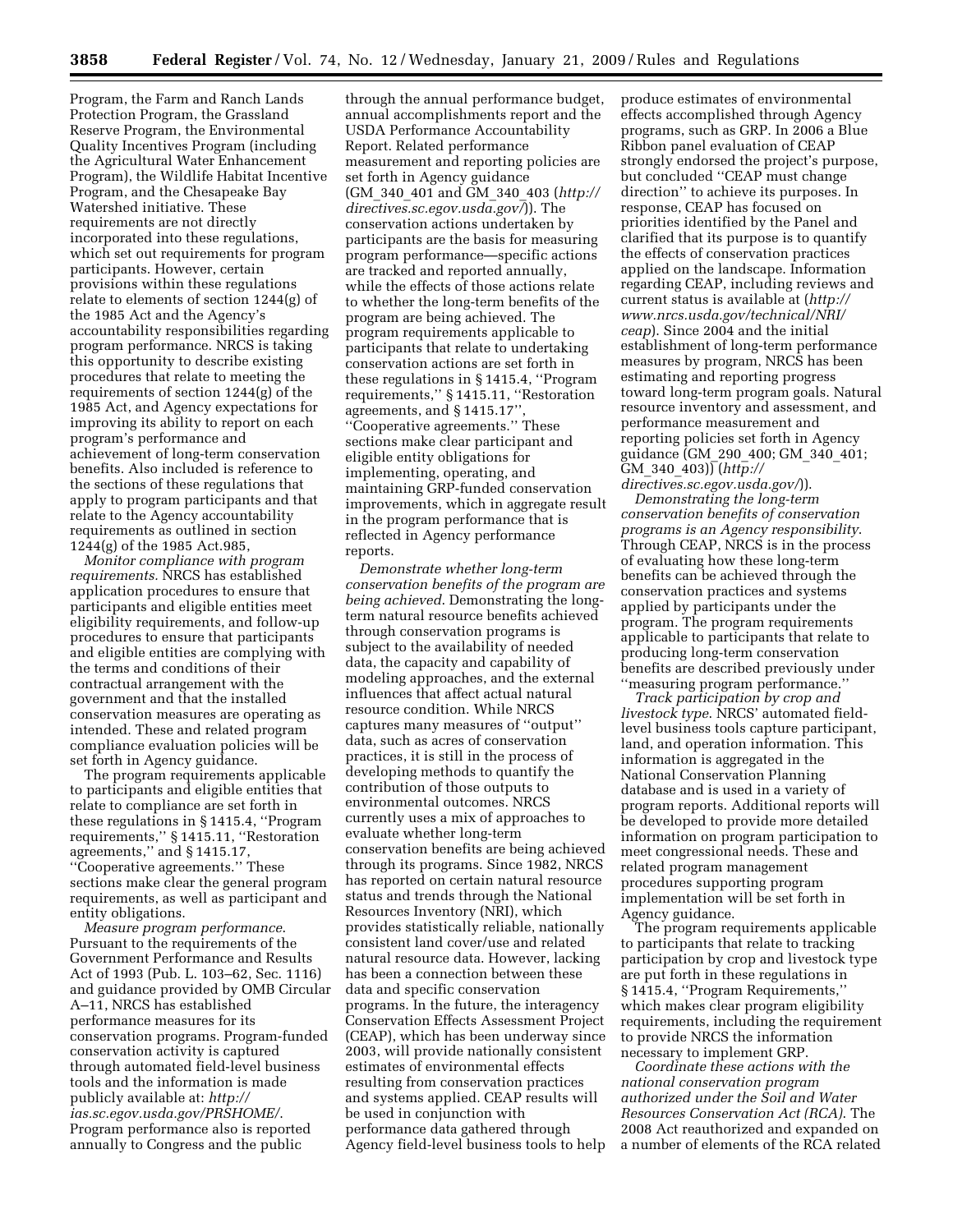Program, the Farm and Ranch Lands Protection Program, the Grassland Reserve Program, the Environmental Quality Incentives Program (including the Agricultural Water Enhancement Program), the Wildlife Habitat Incentive Program, and the Chesapeake Bay Watershed initiative. These requirements are not directly incorporated into these regulations, which set out requirements for program participants. However, certain provisions within these regulations relate to elements of section 1244(g) of the 1985 Act and the Agency's accountability responsibilities regarding program performance. NRCS is taking this opportunity to describe existing procedures that relate to meeting the requirements of section 1244(g) of the 1985 Act, and Agency expectations for improving its ability to report on each program's performance and achievement of long-term conservation benefits. Also included is reference to the sections of these regulations that apply to program participants and that relate to the Agency accountability requirements as outlined in section 1244(g) of the 1985 Act.985,

*Monitor compliance with program requirements.* NRCS has established application procedures to ensure that participants and eligible entities meet eligibility requirements, and follow-up procedures to ensure that participants and eligible entities are complying with the terms and conditions of their contractual arrangement with the government and that the installed conservation measures are operating as intended. These and related program compliance evaluation policies will be set forth in Agency guidance.

The program requirements applicable to participants and eligible entities that relate to compliance are set forth in these regulations in § 1415.4, ''Program requirements,'' § 1415.11, ''Restoration agreements,'' and § 1415.17, ''Cooperative agreements.'' These sections make clear the general program requirements, as well as participant and entity obligations.

*Measure program performance.* Pursuant to the requirements of the Government Performance and Results Act of 1993 (Pub. L. 103–62, Sec. 1116) and guidance provided by OMB Circular A–11, NRCS has established performance measures for its conservation programs. Program-funded conservation activity is captured through automated field-level business tools and the information is made publicly available at: *http://ias.sc.egov.usda.gov/PRSHOME/*. Program performance also is reported annually to Congress and the public through the annual performance budget, annual accomplishments report and the USDA Performance Accountability Report. Related performance measurement and reporting policies are set forth in Agency guidance (GM_340_401 and GM_340_403 (*http://directives.sc.egov.usda.gov/*)). The conservation actions undertaken by participants are the basis for measuring program performance—specific actions are tracked and reported annually, while the effects of those actions relate to whether the long-term benefits of the program are being achieved. The program requirements applicable to participants that relate to undertaking conservation actions are set forth in these regulations in § 1415.4, ''Program requirements,'' § 1415.11, ''Restoration agreements, and § 1415.17'', ''Cooperative agreements.'' These sections make clear participant and eligible entity obligations for implementing, operating, and maintaining GRP-funded conservation improvements, which in aggregate result in the program performance that is reflected in Agency performance reports.

*Demonstrate whether long-term conservation benefits of the program are being achieved.* Demonstrating the long-term natural resource benefits achieved through conservation programs is subject to the availability of needed data, the capacity and capability of modeling approaches, and the external influences that affect actual natural resource condition. While NRCS captures many measures of ''output'' data, such as acres of conservation practices, it is still in the process of developing methods to quantify the contribution of those outputs to environmental outcomes. NRCS currently uses a mix of approaches to evaluate whether long-term conservation benefits are being achieved through its programs. Since 1982, NRCS has reported on certain natural resource status and trends through the National Resources Inventory (NRI), which provides statistically reliable, nationally consistent land cover/use and related natural resource data. However, lacking has been a connection between these data and specific conservation programs. In the future, the interagency Conservation Effects Assessment Project (CEAP), which has been underway since 2003, will provide nationally consistent estimates of environmental effects resulting from conservation practices and systems applied. CEAP results will be used in conjunction with performance data gathered through Agency field-level business tools to help produce estimates of environmental effects accomplished through Agency programs, such as GRP. In 2006 a Blue Ribbon panel evaluation of CEAP strongly endorsed the project's purpose, but concluded ''CEAP must change direction'' to achieve its purposes. In response, CEAP has focused on priorities identified by the Panel and clarified that its purpose is to quantify the effects of conservation practices applied on the landscape. Information regarding CEAP, including reviews and current status is available at (*http://www.nrcs.usda.gov/technical/NRI/ceap*). Since 2004 and the initial establishment of long-term performance measures by program, NRCS has been estimating and reporting progress toward long-term program goals. Natural resource inventory and assessment, and performance measurement and reporting policies set forth in Agency guidance (GM_290_400; GM_340_401; GM_340_403)) (*http://directives.sc.egov.usda.gov/*)).

*Demonstrating the long-term conservation benefits of conservation programs is an Agency responsibility.* Through CEAP, NRCS is in the process of evaluating how these long-term benefits can be achieved through the conservation practices and systems applied by participants under the program. The program requirements applicable to participants that relate to producing long-term conservation benefits are described previously under ''measuring program performance.''

*Track participation by crop and livestock type.* NRCS' automated field-level business tools capture participant, land, and operation information. This information is aggregated in the National Conservation Planning database and is used in a variety of program reports. Additional reports will be developed to provide more detailed information on program participation to meet congressional needs. These and related program management procedures supporting program implementation will be set forth in Agency guidance.

The program requirements applicable to participants that relate to tracking participation by crop and livestock type are put forth in these regulations in § 1415.4, ''Program Requirements,'' which makes clear program eligibility requirements, including the requirement to provide NRCS the information necessary to implement GRP.

*Coordinate these actions with the national conservation program authorized under the Soil and Water Resources Conservation Act (RCA).* The 2008 Act reauthorized and expanded on a number of elements of the RCA related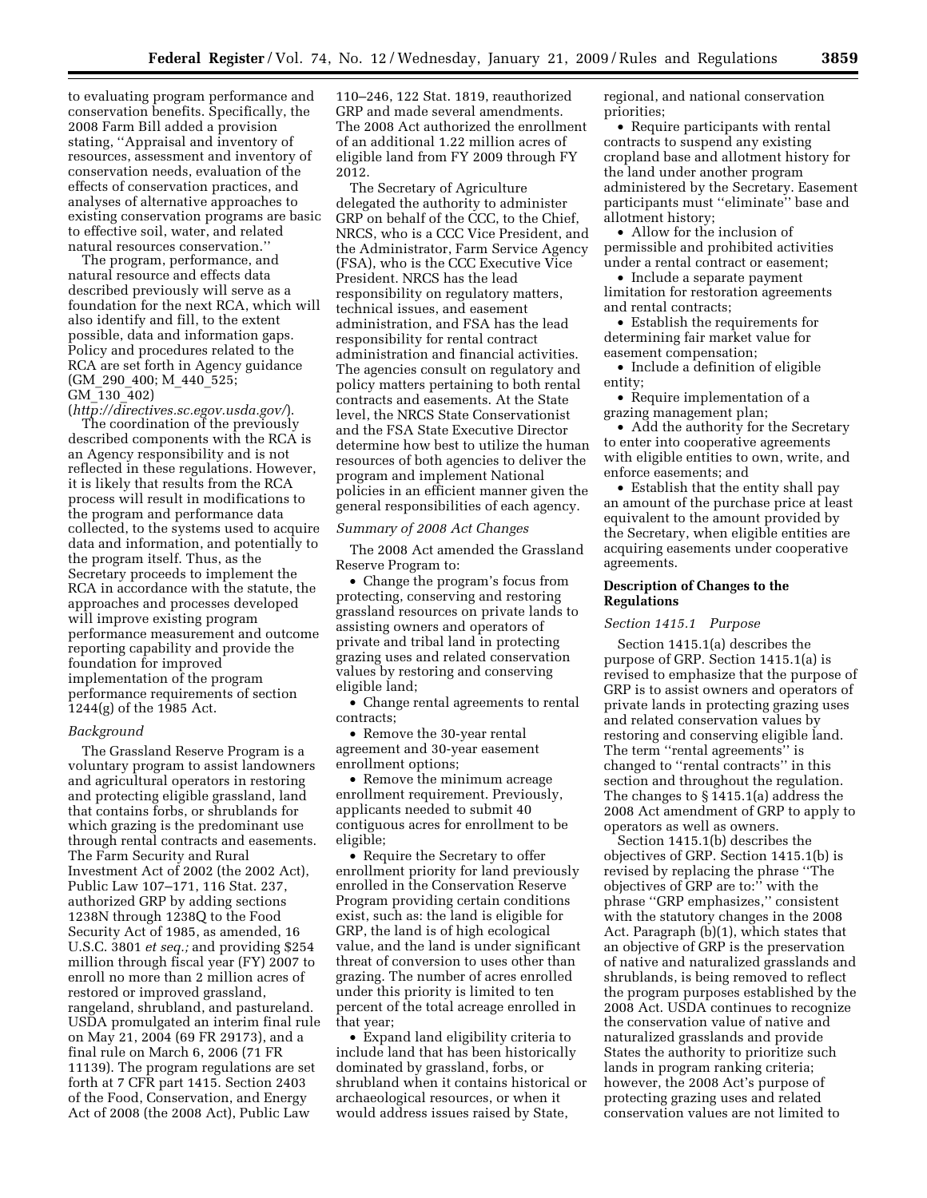to evaluating program performance and conservation benefits. Specifically, the 2008 Farm Bill added a provision stating, ''Appraisal and inventory of resources, assessment and inventory of conservation needs, evaluation of the effects of conservation practices, and analyses of alternative approaches to existing conservation programs are basic to effective soil, water, and related natural resources conservation.''

The program, performance, and natural resource and effects data described previously will serve as a foundation for the next RCA, which will also identify and fill, to the extent possible, data and information gaps. Policy and procedures related to the RCA are set forth in Agency guidance (GM_290_400; M_440_525; GM_130_402) (*http://directives.sc.egov.usda.gov/*).

The coordination of the previously described components with the RCA is an Agency responsibility and is not reflected in these regulations. However, it is likely that results from the RCA process will result in modifications to the program and performance data collected, to the systems used to acquire data and information, and potentially to the program itself. Thus, as the Secretary proceeds to implement the RCA in accordance with the statute, the approaches and processes developed will improve existing program performance measurement and outcome reporting capability and provide the foundation for improved implementation of the program performance requirements of section 1244(g) of the 1985 Act.

*Background*

The Grassland Reserve Program is a voluntary program to assist landowners and agricultural operators in restoring and protecting eligible grassland, land that contains forbs, or shrublands for which grazing is the predominant use through rental contracts and easements. The Farm Security and Rural Investment Act of 2002 (the 2002 Act), Public Law 107–171, 116 Stat. 237, authorized GRP by adding sections 1238N through 1238Q to the Food Security Act of 1985, as amended, 16 U.S.C. 3801 *et seq.;* and providing $254 million through fiscal year (FY) 2007 to enroll no more than 2 million acres of restored or improved grassland, rangeland, shrubland, and pastureland. USDA promulgated an interim final rule on May 21, 2004 (69 FR 29173), and a final rule on March 6, 2006 (71 FR 11139). The program regulations are set forth at 7 CFR part 1415. Section 2403 of the Food, Conservation, and Energy Act of 2008 (the 2008 Act), Public Law 110–246, 122 Stat. 1819, reauthorized GRP and made several amendments. The 2008 Act authorized the enrollment of an additional 1.22 million acres of eligible land from FY 2009 through FY 2012.

The Secretary of Agriculture delegated the authority to administer GRP on behalf of the CCC, to the Chief, NRCS, who is a CCC Vice President, and the Administrator, Farm Service Agency (FSA), who is the CCC Executive Vice President. NRCS has the lead responsibility on regulatory matters, technical issues, and easement administration, and FSA has the lead responsibility for rental contract administration and financial activities. The agencies consult on regulatory and policy matters pertaining to both rental contracts and easements. At the State level, the NRCS State Conservationist and the FSA State Executive Director determine how best to utilize the human resources of both agencies to deliver the program and implement National policies in an efficient manner given the general responsibilities of each agency.

*Summary of 2008 Act Changes*

The 2008 Act amended the Grassland Reserve Program to:

- Change the program's focus from protecting, conserving and restoring grassland resources on private lands to assisting owners and operators of private and tribal land in protecting grazing uses and related conservation values by restoring and conserving eligible land;
- Change rental agreements to rental contracts;
- Remove the 30-year rental agreement and 30-year easement enrollment options;
- Remove the minimum acreage enrollment requirement. Previously, applicants needed to submit 40 contiguous acres for enrollment to be eligible;
- Require the Secretary to offer enrollment priority for land previously enrolled in the Conservation Reserve Program providing certain conditions exist, such as: the land is eligible for GRP, the land is of high ecological value, and the land is under significant threat of conversion to uses other than grazing. The number of acres enrolled under this priority is limited to ten percent of the total acreage enrolled in that year;
- Expand land eligibility criteria to include land that has been historically dominated by grassland, forbs, or shrubland when it contains historical or archaeological resources, or when it would address issues raised by State, regional, and national conservation priorities;
- Require participants with rental contracts to suspend any existing cropland base and allotment history for the land under another program administered by the Secretary. Easement participants must ''eliminate'' base and allotment history;
- Allow for the inclusion of permissible and prohibited activities under a rental contract or easement;
- Include a separate payment limitation for restoration agreements and rental contracts;
- Establish the requirements for determining fair market value for easement compensation;
- Include a definition of eligible entity;
- Require implementation of a grazing management plan;
- Add the authority for the Secretary to enter into cooperative agreements with eligible entities to own, write, and enforce easements; and
- Establish that the entity shall pay an amount of the purchase price at least equivalent to the amount provided by the Secretary, when eligible entities are acquiring easements under cooperative agreements.

## Description of Changes to the Regulations

*Section 1415.1 Purpose*

Section 1415.1(a) describes the purpose of GRP. Section 1415.1(a) is revised to emphasize that the purpose of GRP is to assist owners and operators of private lands in protecting grazing uses and related conservation values by restoring and conserving eligible land. The term ''rental agreements'' is changed to ''rental contracts'' in this section and throughout the regulation. The changes to § 1415.1(a) address the 2008 Act amendment of GRP to apply to operators as well as owners.

Section 1415.1(b) describes the objectives of GRP. Section 1415.1(b) is revised by replacing the phrase ''The objectives of GRP are to:'' with the phrase ''GRP emphasizes,'' consistent with the statutory changes in the 2008 Act. Paragraph (b)(1), which states that an objective of GRP is the preservation of native and naturalized grasslands and shrublands, is being removed to reflect the program purposes established by the 2008 Act. USDA continues to recognize the conservation value of native and naturalized grasslands and provide States the authority to prioritize such lands in program ranking criteria; however, the 2008 Act's purpose of protecting grazing uses and related conservation values are not limited to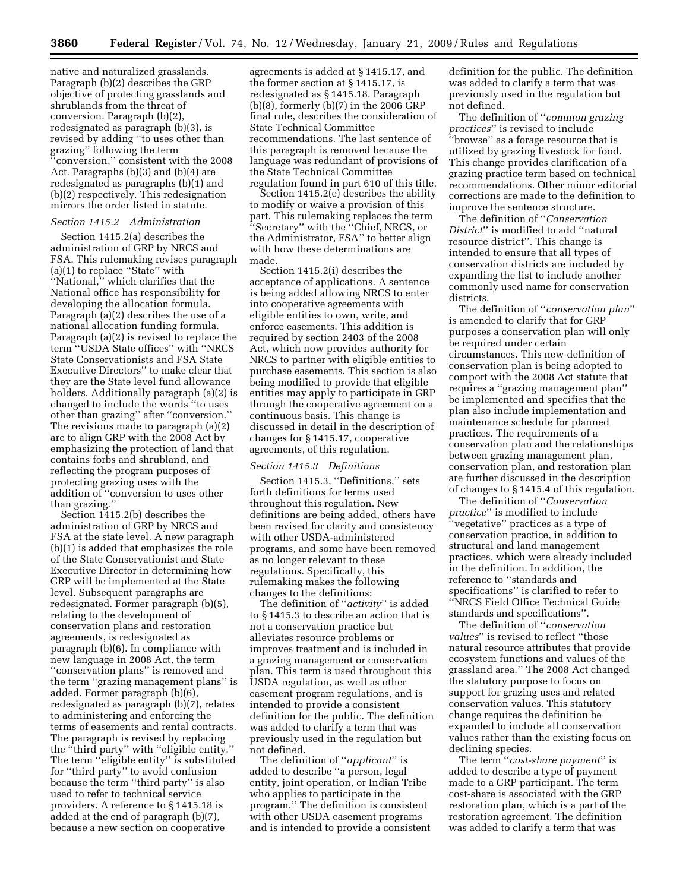native and naturalized grasslands. Paragraph (b)(2) describes the GRP objective of protecting grasslands and shrublands from the threat of conversion. Paragraph (b)(2), redesignated as paragraph (b)(3), is revised by adding ''to uses other than grazing'' following the term ''conversion,'' consistent with the 2008 Act. Paragraphs (b)(3) and (b)(4) are redesignated as paragraphs (b)(1) and (b)(2) respectively. This redesignation mirrors the order listed in statute.

### *Section 1415.2 Administration*

Section 1415.2(a) describes the administration of GRP by NRCS and FSA. This rulemaking revises paragraph (a)(1) to replace ''State'' with ''National,'' which clarifies that the National office has responsibility for developing the allocation formula. Paragraph (a)(2) describes the use of a national allocation funding formula. Paragraph (a)(2) is revised to replace the term ''USDA State offices'' with ''NRCS State Conservationists and FSA State Executive Directors'' to make clear that they are the State level fund allowance holders. Additionally paragraph (a)(2) is changed to include the words ''to uses other than grazing'' after ''conversion.'' The revisions made to paragraph (a)(2) are to align GRP with the 2008 Act by emphasizing the protection of land that contains forbs and shrubland, and reflecting the program purposes of protecting grazing uses with the addition of ''conversion to uses other than grazing.''

Section 1415.2(b) describes the administration of GRP by NRCS and FSA at the state level. A new paragraph (b)(1) is added that emphasizes the role of the State Conservationist and State Executive Director in determining how GRP will be implemented at the State level. Subsequent paragraphs are redesignated. Former paragraph (b)(5), relating to the development of conservation plans and restoration agreements, is redesignated as paragraph (b)(6). In compliance with new language in 2008 Act, the term ''conservation plans'' is removed and the term ''grazing management plans'' is added. Former paragraph (b)(6), redesignated as paragraph (b)(7), relates to administering and enforcing the terms of easements and rental contracts. The paragraph is revised by replacing the ''third party'' with ''eligible entity.'' The term ''eligible entity'' is substituted for ''third party'' to avoid confusion because the term ''third party'' is also used to refer to technical service providers. A reference to § 1415.18 is added at the end of paragraph (b)(7), because a new section on cooperative agreements is added at § 1415.17, and the former section at § 1415.17, is redesignated as § 1415.18. Paragraph (b)(8), formerly (b)(7) in the 2006 GRP final rule, describes the consideration of State Technical Committee recommendations. The last sentence of this paragraph is removed because the language was redundant of provisions of the State Technical Committee regulation found in part 610 of this title.

Section 1415.2(e) describes the ability to modify or waive a provision of this part. This rulemaking replaces the term ''Secretary'' with the ''Chief, NRCS, or the Administrator, FSA'' to better align with how these determinations are made.

Section 1415.2(i) describes the acceptance of applications. A sentence is being added allowing NRCS to enter into cooperative agreements with eligible entities to own, write, and enforce easements. This addition is required by section 2403 of the 2008 Act, which now provides authority for NRCS to partner with eligible entities to purchase easements. This section is also being modified to provide that eligible entities may apply to participate in GRP through the cooperative agreement on a continuous basis. This change is discussed in detail in the description of changes for § 1415.17, cooperative agreements, of this regulation.

### *Section 1415.3 Definitions*

Section 1415.3, ''Definitions,'' sets forth definitions for terms used throughout this regulation. New definitions are being added, others have been revised for clarity and consistency with other USDA-administered programs, and some have been removed as no longer relevant to these regulations. Specifically, this rulemaking makes the following changes to the definitions:

The definition of ''*activity*'' is added to § 1415.3 to describe an action that is not a conservation practice but alleviates resource problems or improves treatment and is included in a grazing management or conservation plan. This term is used throughout this USDA regulation, as well as other easement program regulations, and is intended to provide a consistent definition for the public. The definition was added to clarify a term that was previously used in the regulation but not defined.

The definition of ''*applicant*'' is added to describe ''a person, legal entity, joint operation, or Indian Tribe who applies to participate in the program.'' The definition is consistent with other USDA easement programs and is intended to provide a consistent definition for the public. The definition was added to clarify a term that was previously used in the regulation but not defined.

The definition of ''*common grazing practices*'' is revised to include ''browse'' as a forage resource that is utilized by grazing livestock for food. This change provides clarification of a grazing practice term based on technical recommendations. Other minor editorial corrections are made to the definition to improve the sentence structure.

The definition of ''*Conservation District*'' is modified to add ''natural resource district''. This change is intended to ensure that all types of conservation districts are included by expanding the list to include another commonly used name for conservation districts.

The definition of ''*conservation plan*'' is amended to clarify that for GRP purposes a conservation plan will only be required under certain circumstances. This new definition of conservation plan is being adopted to comport with the 2008 Act statute that requires a ''grazing management plan'' be implemented and specifies that the plan also include implementation and maintenance schedule for planned practices. The requirements of a conservation plan and the relationships between grazing management plan, conservation plan, and restoration plan are further discussed in the description of changes to § 1415.4 of this regulation.

The definition of ''*Conservation practice*'' is modified to include ''vegetative'' practices as a type of conservation practice, in addition to structural and land management practices, which were already included in the definition. In addition, the reference to ''standards and specifications'' is clarified to refer to ''NRCS Field Office Technical Guide standards and specifications''.

The definition of ''*conservation values*'' is revised to reflect ''those natural resource attributes that provide ecosystem functions and values of the grassland area.'' The 2008 Act changed the statutory purpose to focus on support for grazing uses and related conservation values. This statutory change requires the definition be expanded to include all conservation values rather than the existing focus on declining species.

The term ''*cost-share payment*'' is added to describe a type of payment made to a GRP participant. The term cost-share is associated with the GRP restoration plan, which is a part of the restoration agreement. The definition was added to clarify a term that was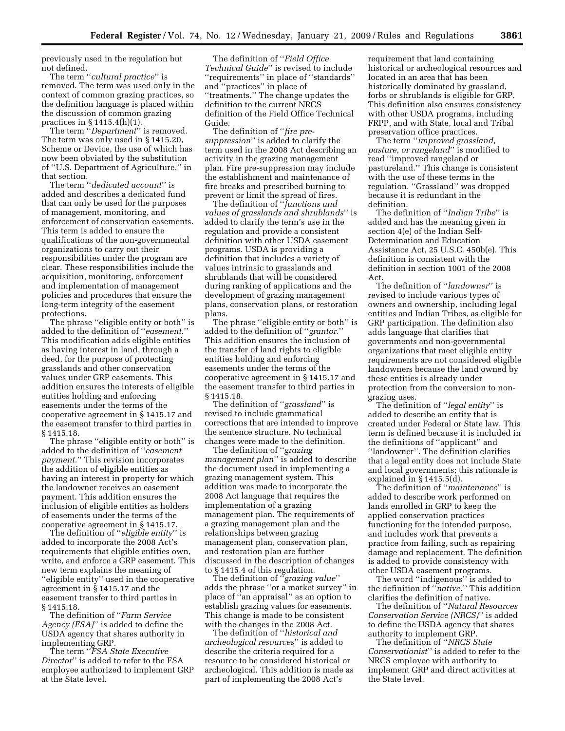previously used in the regulation but not defined.

The term ''*cultural practice*'' is removed. The term was used only in the context of common grazing practices, so the definition language is placed within the discussion of common grazing practices in § 1415.4(h)(1).

The term ''*Department*'' is removed. The term was only used in § 1415.20, Scheme or Device, the use of which has now been obviated by the substitution of ''U.S. Department of Agriculture,'' in that section.

The term ''*dedicated account*'' is added and describes a dedicated fund that can only be used for the purposes of management, monitoring, and enforcement of conservation easements. This term is added to ensure the qualifications of the non-governmental organizations to carry out their responsibilities under the program are clear. These responsibilities include the acquisition, monitoring, enforcement and implementation of management policies and procedures that ensure the long-term integrity of the easement protections.

The phrase ''eligible entity or both'' is added to the definition of ''*easement.*'' This modification adds eligible entities as having interest in land, through a deed, for the purpose of protecting grasslands and other conservation values under GRP easements. This addition ensures the interests of eligible entities holding and enforcing easements under the terms of the cooperative agreement in § 1415.17 and the easement transfer to third parties in § 1415.18.

The phrase ''eligible entity or both'' is added to the definition of ''*easement payment.*'' This revision incorporates the addition of eligible entities as having an interest in property for which the landowner receives an easement payment. This addition ensures the inclusion of eligible entities as holders of easements under the terms of the cooperative agreement in § 1415.17.

The definition of ''*eligible entity*'' is added to incorporate the 2008 Act's requirements that eligible entities own, write, and enforce a GRP easement. This new term explains the meaning of ''eligible entity'' used in the cooperative agreement in § 1415.17 and the easement transfer to third parties in § 1415.18.

The definition of ''*Farm Service Agency (FSA)*'' is added to define the USDA agency that shares authority in implementing GRP.

The term ''*FSA State Executive Director*'' is added to refer to the FSA employee authorized to implement GRP at the State level.

The definition of ''*Field Office Technical Guide*'' is revised to include ''requirements'' in place of ''standards'' and ''practices'' in place of ''treatments.'' The change updates the definition to the current NRCS definition of the Field Office Technical Guide.

The definition of ''*fire pre-suppression*'' is added to clarify the term used in the 2008 Act describing an activity in the grazing management plan. Fire pre-suppression may include the establishment and maintenance of fire breaks and prescribed burning to prevent or limit the spread of fires.

The definition of ''*functions and values of grasslands and shrublands*'' is added to clarify the term's use in the regulation and provide a consistent definition with other USDA easement programs. USDA is providing a definition that includes a variety of values intrinsic to grasslands and shrublands that will be considered during ranking of applications and the development of grazing management plans, conservation plans, or restoration plans.

The phrase ''eligible entity or both'' is added to the definition of ''*grantor.*'' This addition ensures the inclusion of the transfer of land rights to eligible entities holding and enforcing easements under the terms of the cooperative agreement in § 1415.17 and the easement transfer to third parties in § 1415.18.

The definition of ''*grassland*'' is revised to include grammatical corrections that are intended to improve the sentence structure. No technical changes were made to the definition.

The definition of ''*grazing management plan*'' is added to describe the document used in implementing a grazing management system. This addition was made to incorporate the 2008 Act language that requires the implementation of a grazing management plan. The requirements of a grazing management plan and the relationships between grazing management plan, conservation plan, and restoration plan are further discussed in the description of changes to § 1415.4 of this regulation.

The definition of ''*grazing value*'' adds the phrase ''or a market survey'' in place of ''an appraisal'' as an option to establish grazing values for easements. This change is made to be consistent with the changes in the 2008 Act.

The definition of ''*historical and archeological resources*'' is added to describe the criteria required for a resource to be considered historical or archeological. This addition is made as part of implementing the 2008 Act's requirement that land containing historical or archeological resources and located in an area that has been historically dominated by grassland, forbs or shrublands is eligible for GRP. This definition also ensures consistency with other USDA programs, including FRPP, and with State, local and Tribal preservation office practices.

The term ''*improved grassland, pasture, or rangeland*'' is modified to read ''improved rangeland or pastureland.'' This change is consistent with the use of these terms in the regulation. ''Grassland'' was dropped because it is redundant in the definition.

The definition of ''*Indian Tribe*'' is added and has the meaning given in section 4(e) of the Indian Self-Determination and Education Assistance Act, 25 U.S.C. 450b(e). This definition is consistent with the definition in section 1001 of the 2008 Act.

The definition of ''*landowner*'' is revised to include various types of owners and ownership, including legal entities and Indian Tribes, as eligible for GRP participation. The definition also adds language that clarifies that governments and non-governmental organizations that meet eligible entity requirements are not considered eligible landowners because the land owned by these entities is already under protection from the conversion to non-grazing uses.

The definition of ''*legal entity*'' is added to describe an entity that is created under Federal or State law. This term is defined because it is included in the definitions of ''applicant'' and ''landowner''. The definition clarifies that a legal entity does not include State and local governments; this rationale is explained in § 1415.5(d).

The definition of ''*maintenance*'' is added to describe work performed on lands enrolled in GRP to keep the applied conservation practices functioning for the intended purpose, and includes work that prevents a practice from failing, such as repairing damage and replacement. The definition is added to provide consistency with other USDA easement programs.

The word ''indigenous'' is added to the definition of ''*native.*'' This addition clarifies the definition of native.

The definition of ''*Natural Resources Conservation Service (NRCS)*'' is added to define the USDA agency that shares authority to implement GRP.

The definition of ''*NRCS State Conservationist*'' is added to refer to the NRCS employee with authority to implement GRP and direct activities at the State level.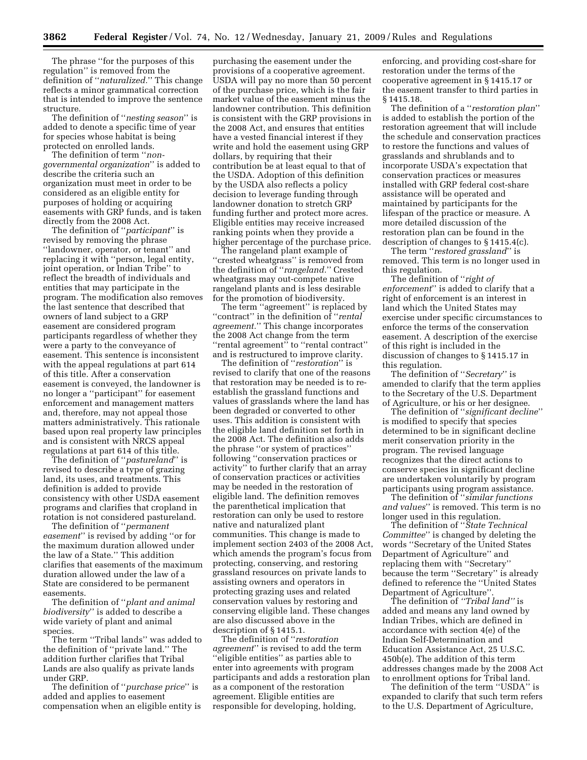The phrase ''for the purposes of this regulation'' is removed from the definition of ''*naturalized.*'' This change reflects a minor grammatical correction that is intended to improve the sentence structure.

The definition of ''*nesting season*'' is added to denote a specific time of year for species whose habitat is being protected on enrolled lands.

The definition of term ''*non-governmental organization*'' is added to describe the criteria such an organization must meet in order to be considered as an eligible entity for purposes of holding or acquiring easements with GRP funds, and is taken directly from the 2008 Act.

The definition of ''*participant*'' is revised by removing the phrase ''landowner, operator, or tenant'' and replacing it with ''person, legal entity, joint operation, or Indian Tribe'' to reflect the breadth of individuals and entities that may participate in the program. The modification also removes the last sentence that described that owners of land subject to a GRP easement are considered program participants regardless of whether they were a party to the conveyance of easement. This sentence is inconsistent with the appeal regulations at part 614 of this title. After a conservation easement is conveyed, the landowner is no longer a ''participant'' for easement enforcement and management matters and, therefore, may not appeal those matters administratively. This rationale based upon real property law principles and is consistent with NRCS appeal regulations at part 614 of this title.

The definition of ''*pastureland*'' is revised to describe a type of grazing land, its uses, and treatments. This definition is added to provide consistency with other USDA easement programs and clarifies that cropland in rotation is not considered pastureland.

The definition of ''*permanent easement*'' is revised by adding ''or for the maximum duration allowed under the law of a State.'' This addition clarifies that easements of the maximum duration allowed under the law of a State are considered to be permanent easements.

The definition of ''*plant and animal biodiversity*'' is added to describe a wide variety of plant and animal species.

The term ''Tribal lands'' was added to the definition of ''private land.'' The addition further clarifies that Tribal Lands are also qualify as private lands under GRP.

The definition of ''*purchase price*'' is added and applies to easement compensation when an eligible entity is purchasing the easement under the provisions of a cooperative agreement. USDA will pay no more than 50 percent of the purchase price, which is the fair market value of the easement minus the landowner contribution. This definition is consistent with the GRP provisions in the 2008 Act, and ensures that entities have a vested financial interest if they write and hold the easement using GRP dollars, by requiring that their contribution be at least equal to that of the USDA. Adoption of this definition by the USDA also reflects a policy decision to leverage funding through landowner donation to stretch GRP funding further and protect more acres. Eligible entities may receive increased ranking points when they provide a higher percentage of the purchase price.

The rangeland plant example of ''crested wheatgrass'' is removed from the definition of ''*rangeland.*'' Crested wheatgrass may out-compete native rangeland plants and is less desirable for the promotion of biodiversity.

The term ''agreement'' is replaced by ''contract'' in the definition of ''*rental agreement.*'' This change incorporates the 2008 Act change from the term ''rental agreement'' to ''rental contract'' and is restructured to improve clarity.

The definition of ''*restoration*'' is revised to clarify that one of the reasons that restoration may be needed is to re-establish the grassland functions and values of grasslands where the land has been degraded or converted to other uses. This addition is consistent with the eligible land definition set forth in the 2008 Act. The definition also adds the phrase ''or system of practices'' following ''conservation practices or activity'' to further clarify that an array of conservation practices or activities may be needed in the restoration of eligible land. The definition removes the parenthetical implication that restoration can only be used to restore native and naturalized plant communities. This change is made to implement section 2403 of the 2008 Act, which amends the program's focus from protecting, conserving, and restoring grassland resources on private lands to assisting owners and operators in protecting grazing uses and related conservation values by restoring and conserving eligible land. These changes are also discussed above in the description of § 1415.1.

The definition of ''*restoration agreement*'' is revised to add the term ''eligible entities'' as parties able to enter into agreements with program participants and adds a restoration plan as a component of the restoration agreement. Eligible entities are responsible for developing, holding, enforcing, and providing cost-share for restoration under the terms of the cooperative agreement in § 1415.17 or the easement transfer to third parties in § 1415.18.

The definition of a ''*restoration plan*'' is added to establish the portion of the restoration agreement that will include the schedule and conservation practices to restore the functions and values of grasslands and shrublands and to incorporate USDA's expectation that conservation practices or measures installed with GRP federal cost-share assistance will be operated and maintained by participants for the lifespan of the practice or measure. A more detailed discussion of the restoration plan can be found in the description of changes to § 1415.4(c).

The term ''*restored grassland*'' is removed. This term is no longer used in this regulation.

The definition of ''*right of enforcement*'' is added to clarify that a right of enforcement is an interest in land which the United States may exercise under specific circumstances to enforce the terms of the conservation easement. A description of the exercise of this right is included in the discussion of changes to § 1415.17 in this regulation.

The definition of ''*Secretary*'' is amended to clarify that the term applies to the Secretary of the U.S. Department of Agriculture, or his or her designee.

The definition of ''*significant decline*'' is modified to specify that species determined to be in significant decline merit conservation priority in the program. The revised language recognizes that the direct actions to conserve species in significant decline are undertaken voluntarily by program participants using program assistance.

The definition of ''*similar functions and values*'' is removed. This term is no longer used in this regulation.

The definition of ''*State Technical Committee*'' is changed by deleting the words ''Secretary of the United States Department of Agriculture'' and replacing them with ''Secretary'' because the term ''Secretary'' is already defined to reference the ''United States Department of Agriculture''.

The definition of *''Tribal land''* is added and means any land owned by Indian Tribes, which are defined in accordance with section 4(e) of the Indian Self-Determination and Education Assistance Act, 25 U.S.C. 450b(e). The addition of this term addresses changes made by the 2008 Act to enrollment options for Tribal land.

The definition of the term ''USDA'' is expanded to clarify that such term refers to the U.S. Department of Agriculture,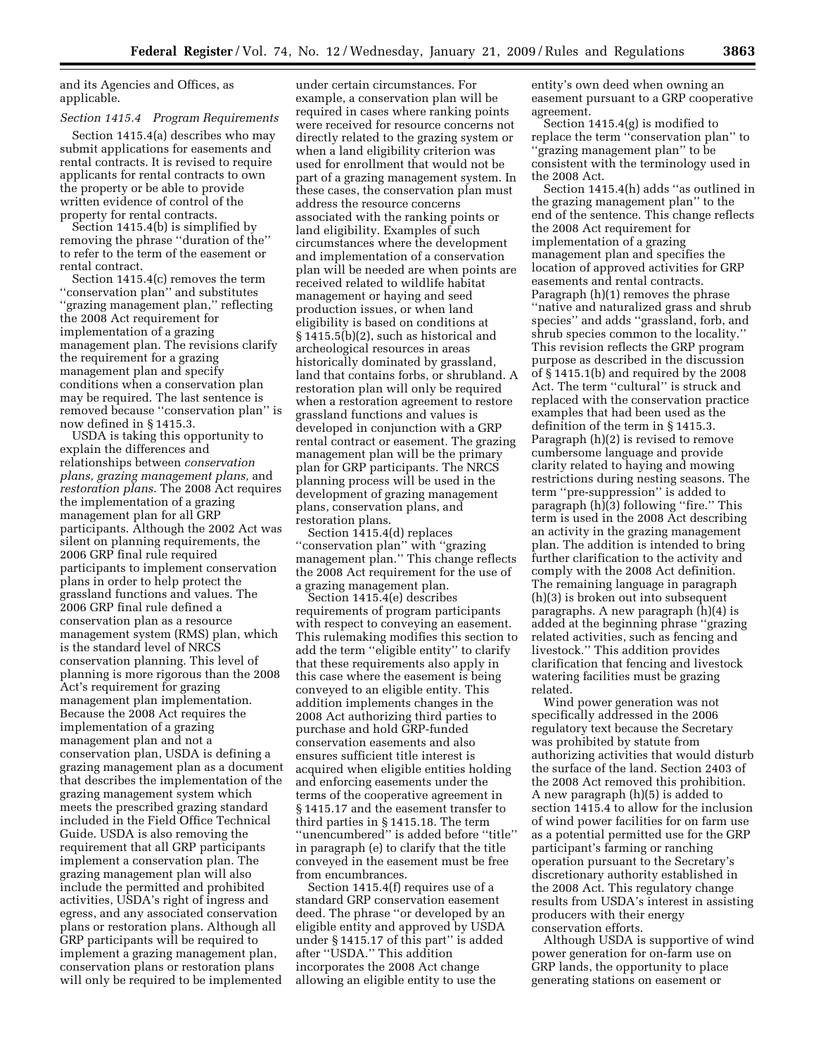and its Agencies and Offices, as applicable.

*Section 1415.4 Program Requirements*

Section 1415.4(a) describes who may submit applications for easements and rental contracts. It is revised to require applicants for rental contracts to own the property or be able to provide written evidence of control of the property for rental contracts.

Section 1415.4(b) is simplified by removing the phrase ''duration of the'' to refer to the term of the easement or rental contract.

Section 1415.4(c) removes the term ''conservation plan'' and substitutes ''grazing management plan,'' reflecting the 2008 Act requirement for implementation of a grazing management plan. The revisions clarify the requirement for a grazing management plan and specify conditions when a conservation plan may be required. The last sentence is removed because ''conservation plan'' is now defined in § 1415.3.

USDA is taking this opportunity to explain the differences and relationships between *conservation plans, grazing management plans,* and *restoration plans*. The 2008 Act requires the implementation of a grazing management plan for all GRP participants. Although the 2002 Act was silent on planning requirements, the 2006 GRP final rule required participants to implement conservation plans in order to help protect the grassland functions and values. The 2006 GRP final rule defined a conservation plan as a resource management system (RMS) plan, which is the standard level of NRCS conservation planning. This level of planning is more rigorous than the 2008 Act's requirement for grazing management plan implementation. Because the 2008 Act requires the implementation of a grazing management plan and not a conservation plan, USDA is defining a grazing management plan as a document that describes the implementation of the grazing management system which meets the prescribed grazing standard included in the Field Office Technical Guide. USDA is also removing the requirement that all GRP participants implement a conservation plan. The grazing management plan will also include the permitted and prohibited activities, USDA's right of ingress and egress, and any associated conservation plans or restoration plans. Although all GRP participants will be required to implement a grazing management plan, conservation plans or restoration plans will only be required to be implemented under certain circumstances. For example, a conservation plan will be required in cases where ranking points were received for resource concerns not directly related to the grazing system or when a land eligibility criterion was used for enrollment that would not be part of a grazing management system. In these cases, the conservation plan must address the resource concerns associated with the ranking points or land eligibility. Examples of such circumstances where the development and implementation of a conservation plan will be needed are when points are received related to wildlife habitat management or haying and seed production issues, or when land eligibility is based on conditions at § 1415.5(b)(2), such as historical and archeological resources in areas historically dominated by grassland, land that contains forbs, or shrubland. A restoration plan will only be required when a restoration agreement to restore grassland functions and values is developed in conjunction with a GRP rental contract or easement. The grazing management plan will be the primary plan for GRP participants. The NRCS planning process will be used in the development of grazing management plans, conservation plans, and restoration plans.

Section 1415.4(d) replaces ''conservation plan'' with ''grazing management plan.'' This change reflects the 2008 Act requirement for the use of a grazing management plan.

Section 1415.4(e) describes requirements of program participants with respect to conveying an easement. This rulemaking modifies this section to add the term ''eligible entity'' to clarify that these requirements also apply in this case where the easement is being conveyed to an eligible entity. This addition implements changes in the 2008 Act authorizing third parties to purchase and hold GRP-funded conservation easements and also ensures sufficient title interest is acquired when eligible entities holding and enforcing easements under the terms of the cooperative agreement in § 1415.17 and the easement transfer to third parties in § 1415.18. The term ''unencumbered'' is added before ''title'' in paragraph (e) to clarify that the title conveyed in the easement must be free from encumbrances.

Section 1415.4(f) requires use of a standard GRP conservation easement deed. The phrase ''or developed by an eligible entity and approved by USDA under § 1415.17 of this part'' is added after ''USDA.'' This addition incorporates the 2008 Act change allowing an eligible entity to use the entity's own deed when owning an easement pursuant to a GRP cooperative agreement.

Section 1415.4(g) is modified to replace the term ''conservation plan'' to ''grazing management plan'' to be consistent with the terminology used in the 2008 Act.

Section 1415.4(h) adds ''as outlined in the grazing management plan'' to the end of the sentence. This change reflects the 2008 Act requirement for implementation of a grazing management plan and specifies the location of approved activities for GRP easements and rental contracts. Paragraph (h)(1) removes the phrase ''native and naturalized grass and shrub species'' and adds ''grassland, forb, and shrub species common to the locality.'' This revision reflects the GRP program purpose as described in the discussion of § 1415.1(b) and required by the 2008 Act. The term ''cultural'' is struck and replaced with the conservation practice examples that had been used as the definition of the term in § 1415.3. Paragraph (h)(2) is revised to remove cumbersome language and provide clarity related to haying and mowing restrictions during nesting seasons. The term ''pre-suppression'' is added to paragraph (h)(3) following ''fire.'' This term is used in the 2008 Act describing an activity in the grazing management plan. The addition is intended to bring further clarification to the activity and comply with the 2008 Act definition. The remaining language in paragraph (h)(3) is broken out into subsequent paragraphs. A new paragraph (h)(4) is added at the beginning phrase ''grazing related activities, such as fencing and livestock.'' This addition provides clarification that fencing and livestock watering facilities must be grazing related.

Wind power generation was not specifically addressed in the 2006 regulatory text because the Secretary was prohibited by statute from authorizing activities that would disturb the surface of the land. Section 2403 of the 2008 Act removed this prohibition. A new paragraph (h)(5) is added to section 1415.4 to allow for the inclusion of wind power facilities for on farm use as a potential permitted use for the GRP participant's farming or ranching operation pursuant to the Secretary's discretionary authority established in the 2008 Act. This regulatory change results from USDA's interest in assisting producers with their energy conservation efforts.

Although USDA is supportive of wind power generation for on-farm use on GRP lands, the opportunity to place generating stations on easement or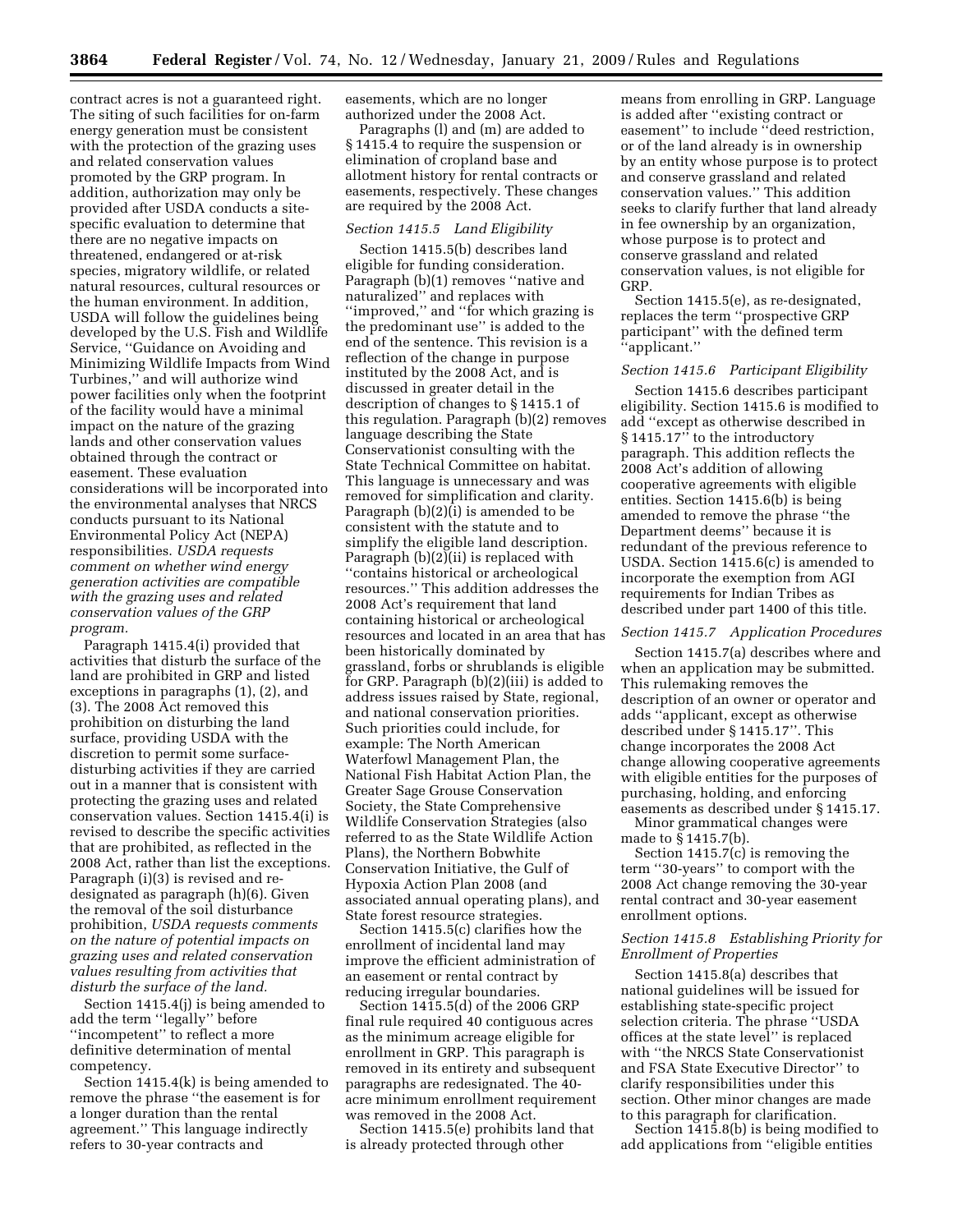contract acres is not a guaranteed right. The siting of such facilities for on-farm energy generation must be consistent with the protection of the grazing uses and related conservation values promoted by the GRP program. In addition, authorization may only be provided after USDA conducts a site-specific evaluation to determine that there are no negative impacts on threatened, endangered or at-risk species, migratory wildlife, or related natural resources, cultural resources or the human environment. In addition, USDA will follow the guidelines being developed by the U.S. Fish and Wildlife Service, ''Guidance on Avoiding and Minimizing Wildlife Impacts from Wind Turbines,'' and will authorize wind power facilities only when the footprint of the facility would have a minimal impact on the nature of the grazing lands and other conservation values obtained through the contract or easement. These evaluation considerations will be incorporated into the environmental analyses that NRCS conducts pursuant to its National Environmental Policy Act (NEPA) responsibilities. *USDA requests comment on whether wind energy generation activities are compatible with the grazing uses and related conservation values of the GRP program.*

Paragraph 1415.4(i) provided that activities that disturb the surface of the land are prohibited in GRP and listed exceptions in paragraphs (1), (2), and (3). The 2008 Act removed this prohibition on disturbing the land surface, providing USDA with the discretion to permit some surface-disturbing activities if they are carried out in a manner that is consistent with protecting the grazing uses and related conservation values. Section 1415.4(i) is revised to describe the specific activities that are prohibited, as reflected in the 2008 Act, rather than list the exceptions. Paragraph (i)(3) is revised and re-designated as paragraph (h)(6). Given the removal of the soil disturbance prohibition, *USDA requests comments on the nature of potential impacts on grazing uses and related conservation values resulting from activities that disturb the surface of the land.*

Section 1415.4(j) is being amended to add the term ''legally'' before ''incompetent'' to reflect a more definitive determination of mental competency.

Section 1415.4(k) is being amended to remove the phrase ''the easement is for a longer duration than the rental agreement.'' This language indirectly refers to 30-year contracts and easements, which are no longer authorized under the 2008 Act.

Paragraphs (l) and (m) are added to § 1415.4 to require the suspension or elimination of cropland base and allotment history for rental contracts or easements, respectively. These changes are required by the 2008 Act.

*Section 1415.5 Land Eligibility*

Section 1415.5(b) describes land eligible for funding consideration. Paragraph (b)(1) removes ''native and naturalized'' and replaces with ''improved,'' and ''for which grazing is the predominant use'' is added to the end of the sentence. This revision is a reflection of the change in purpose instituted by the 2008 Act, and is discussed in greater detail in the description of changes to § 1415.1 of this regulation. Paragraph (b)(2) removes language describing the State Conservationist consulting with the State Technical Committee on habitat. This language is unnecessary and was removed for simplification and clarity. Paragraph (b)(2)(i) is amended to be consistent with the statute and to simplify the eligible land description. Paragraph (b)(2)(ii) is replaced with ''contains historical or archeological resources.'' This addition addresses the 2008 Act's requirement that land containing historical or archeological resources and located in an area that has been historically dominated by grassland, forbs or shrublands is eligible for GRP. Paragraph (b)(2)(iii) is added to address issues raised by State, regional, and national conservation priorities. Such priorities could include, for example: The North American Waterfowl Management Plan, the National Fish Habitat Action Plan, the Greater Sage Grouse Conservation Society, the State Comprehensive Wildlife Conservation Strategies (also referred to as the State Wildlife Action Plans), the Northern Bobwhite Conservation Initiative, the Gulf of Hypoxia Action Plan 2008 (and associated annual operating plans), and State forest resource strategies.

Section 1415.5(c) clarifies how the enrollment of incidental land may improve the efficient administration of an easement or rental contract by reducing irregular boundaries.

Section 1415.5(d) of the 2006 GRP final rule required 40 contiguous acres as the minimum acreage eligible for enrollment in GRP. This paragraph is removed in its entirety and subsequent paragraphs are redesignated. The 40-acre minimum enrollment requirement was removed in the 2008 Act.

Section 1415.5(e) prohibits land that is already protected through other means from enrolling in GRP. Language is added after ''existing contract or easement'' to include ''deed restriction, or of the land already is in ownership by an entity whose purpose is to protect and conserve grassland and related conservation values.'' This addition seeks to clarify further that land already in fee ownership by an organization, whose purpose is to protect and conserve grassland and related conservation values, is not eligible for GRP.

Section 1415.5(e), as re-designated, replaces the term ''prospective GRP participant'' with the defined term ''applicant.''

*Section 1415.6 Participant Eligibility*

Section 1415.6 describes participant eligibility. Section 1415.6 is modified to add ''except as otherwise described in § 1415.17'' to the introductory paragraph. This addition reflects the 2008 Act's addition of allowing cooperative agreements with eligible entities. Section 1415.6(b) is being amended to remove the phrase ''the Department deems'' because it is redundant of the previous reference to USDA. Section 1415.6(c) is amended to incorporate the exemption from AGI requirements for Indian Tribes as described under part 1400 of this title.

*Section 1415.7 Application Procedures*

Section 1415.7(a) describes where and when an application may be submitted. This rulemaking removes the description of an owner or operator and adds ''applicant, except as otherwise described under § 1415.17''. This change incorporates the 2008 Act change allowing cooperative agreements with eligible entities for the purposes of purchasing, holding, and enforcing easements as described under § 1415.17.

Minor grammatical changes were made to § 1415.7(b).

Section 1415.7(c) is removing the term ''30-years'' to comport with the 2008 Act change removing the 30-year rental contract and 30-year easement enrollment options.

*Section 1415.8 Establishing Priority for Enrollment of Properties*

Section 1415.8(a) describes that national guidelines will be issued for establishing state-specific project selection criteria. The phrase ''USDA offices at the state level'' is replaced with ''the NRCS State Conservationist and FSA State Executive Director'' to clarify responsibilities under this section. Other minor changes are made to this paragraph for clarification.

Section 1415.8(b) is being modified to add applications from ''eligible entities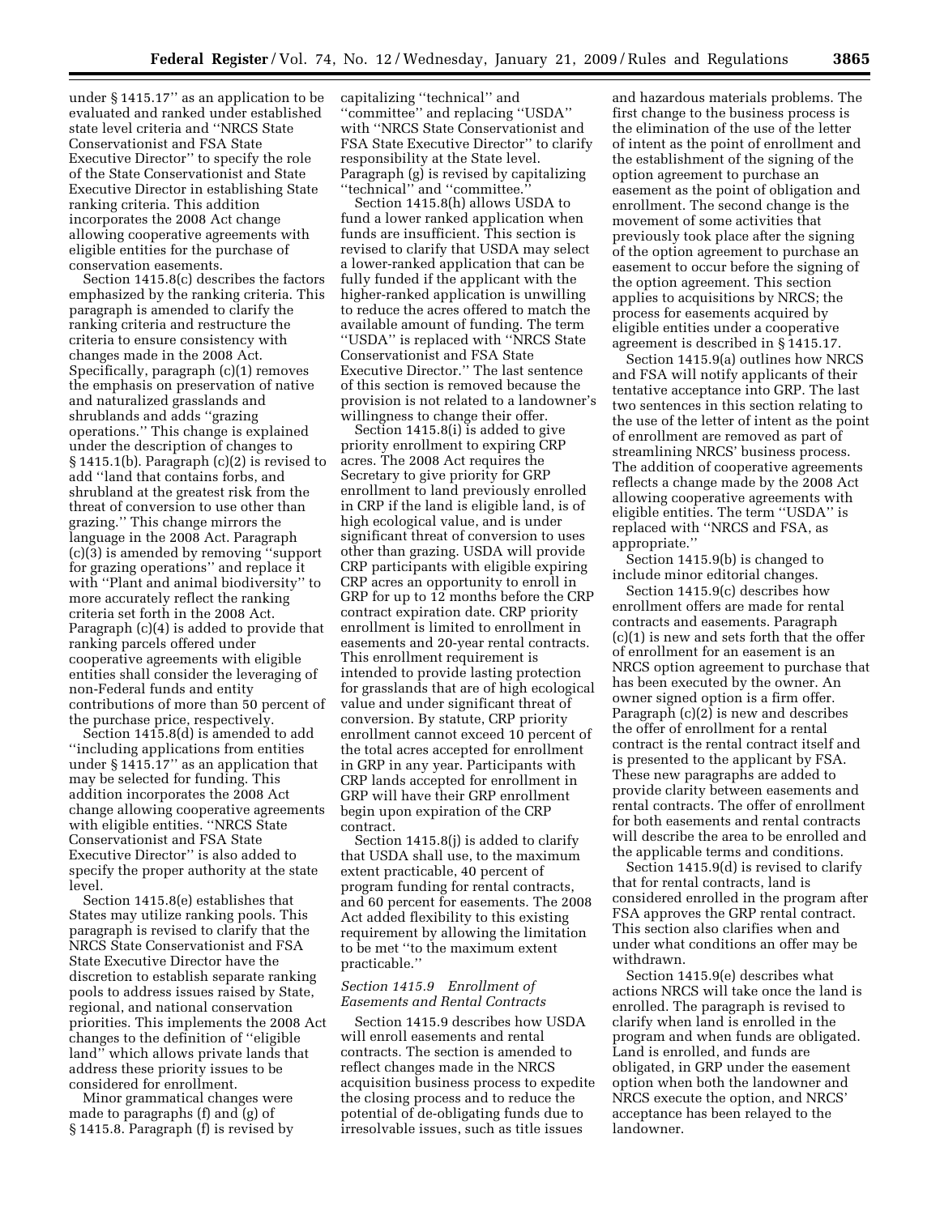under § 1415.17'' as an application to be evaluated and ranked under established state level criteria and ''NRCS State Conservationist and FSA State Executive Director'' to specify the role of the State Conservationist and State Executive Director in establishing State ranking criteria. This addition incorporates the 2008 Act change allowing cooperative agreements with eligible entities for the purchase of conservation easements.

Section 1415.8(c) describes the factors emphasized by the ranking criteria. This paragraph is amended to clarify the ranking criteria and restructure the criteria to ensure consistency with changes made in the 2008 Act. Specifically, paragraph (c)(1) removes the emphasis on preservation of native and naturalized grasslands and shrublands and adds ''grazing operations.'' This change is explained under the description of changes to § 1415.1(b). Paragraph (c)(2) is revised to add ''land that contains forbs, and shrubland at the greatest risk from the threat of conversion to use other than grazing.'' This change mirrors the language in the 2008 Act. Paragraph (c)(3) is amended by removing ''support for grazing operations'' and replace it with ''Plant and animal biodiversity'' to more accurately reflect the ranking criteria set forth in the 2008 Act. Paragraph (c)(4) is added to provide that ranking parcels offered under cooperative agreements with eligible entities shall consider the leveraging of non-Federal funds and entity contributions of more than 50 percent of the purchase price, respectively.

Section 1415.8(d) is amended to add ''including applications from entities under § 1415.17'' as an application that may be selected for funding. This addition incorporates the 2008 Act change allowing cooperative agreements with eligible entities. ''NRCS State Conservationist and FSA State Executive Director'' is also added to specify the proper authority at the state level.

Section 1415.8(e) establishes that States may utilize ranking pools. This paragraph is revised to clarify that the NRCS State Conservationist and FSA State Executive Director have the discretion to establish separate ranking pools to address issues raised by State, regional, and national conservation priorities. This implements the 2008 Act changes to the definition of ''eligible land'' which allows private lands that address these priority issues to be considered for enrollment.

Minor grammatical changes were made to paragraphs (f) and (g) of § 1415.8. Paragraph (f) is revised by capitalizing ''technical'' and ''committee'' and replacing ''USDA'' with ''NRCS State Conservationist and FSA State Executive Director'' to clarify responsibility at the State level. Paragraph (g) is revised by capitalizing ''technical'' and ''committee.''

Section 1415.8(h) allows USDA to fund a lower ranked application when funds are insufficient. This section is revised to clarify that USDA may select a lower-ranked application that can be fully funded if the applicant with the higher-ranked application is unwilling to reduce the acres offered to match the available amount of funding. The term ''USDA'' is replaced with ''NRCS State Conservationist and FSA State Executive Director.'' The last sentence of this section is removed because the provision is not related to a landowner's willingness to change their offer.

Section 1415.8(i) is added to give priority enrollment to expiring CRP acres. The 2008 Act requires the Secretary to give priority for GRP enrollment to land previously enrolled in CRP if the land is eligible land, is of high ecological value, and is under significant threat of conversion to uses other than grazing. USDA will provide CRP participants with eligible expiring CRP acres an opportunity to enroll in GRP for up to 12 months before the CRP contract expiration date. CRP priority enrollment is limited to enrollment in easements and 20-year rental contracts. This enrollment requirement is intended to provide lasting protection for grasslands that are of high ecological value and under significant threat of conversion. By statute, CRP priority enrollment cannot exceed 10 percent of the total acres accepted for enrollment in GRP in any year. Participants with CRP lands accepted for enrollment in GRP will have their GRP enrollment begin upon expiration of the CRP contract.

Section 1415.8(j) is added to clarify that USDA shall use, to the maximum extent practicable, 40 percent of program funding for rental contracts, and 60 percent for easements. The 2008 Act added flexibility to this existing requirement by allowing the limitation to be met ''to the maximum extent practicable.''

*Section 1415.9 Enrollment of Easements and Rental Contracts*

Section 1415.9 describes how USDA will enroll easements and rental contracts. The section is amended to reflect changes made in the NRCS acquisition business process to expedite the closing process and to reduce the potential of de-obligating funds due to irresolvable issues, such as title issues and hazardous materials problems. The first change to the business process is the elimination of the use of the letter of intent as the point of enrollment and the establishment of the signing of the option agreement to purchase an easement as the point of obligation and enrollment. The second change is the movement of some activities that previously took place after the signing of the option agreement to purchase an easement to occur before the signing of the option agreement. This section applies to acquisitions by NRCS; the process for easements acquired by eligible entities under a cooperative agreement is described in § 1415.17.

Section 1415.9(a) outlines how NRCS and FSA will notify applicants of their tentative acceptance into GRP. The last two sentences in this section relating to the use of the letter of intent as the point of enrollment are removed as part of streamlining NRCS' business process. The addition of cooperative agreements reflects a change made by the 2008 Act allowing cooperative agreements with eligible entities. The term ''USDA'' is replaced with ''NRCS and FSA, as appropriate.''

Section 1415.9(b) is changed to include minor editorial changes.

Section 1415.9(c) describes how enrollment offers are made for rental contracts and easements. Paragraph (c)(1) is new and sets forth that the offer of enrollment for an easement is an NRCS option agreement to purchase that has been executed by the owner. An owner signed option is a firm offer. Paragraph (c)(2) is new and describes the offer of enrollment for a rental contract is the rental contract itself and is presented to the applicant by FSA. These new paragraphs are added to provide clarity between easements and rental contracts. The offer of enrollment for both easements and rental contracts will describe the area to be enrolled and the applicable terms and conditions.

Section 1415.9(d) is revised to clarify that for rental contracts, land is considered enrolled in the program after FSA approves the GRP rental contract. This section also clarifies when and under what conditions an offer may be withdrawn.

Section 1415.9(e) describes what actions NRCS will take once the land is enrolled. The paragraph is revised to clarify when land is enrolled in the program and when funds are obligated. Land is enrolled, and funds are obligated, in GRP under the easement option when both the landowner and NRCS execute the option, and NRCS' acceptance has been relayed to the landowner.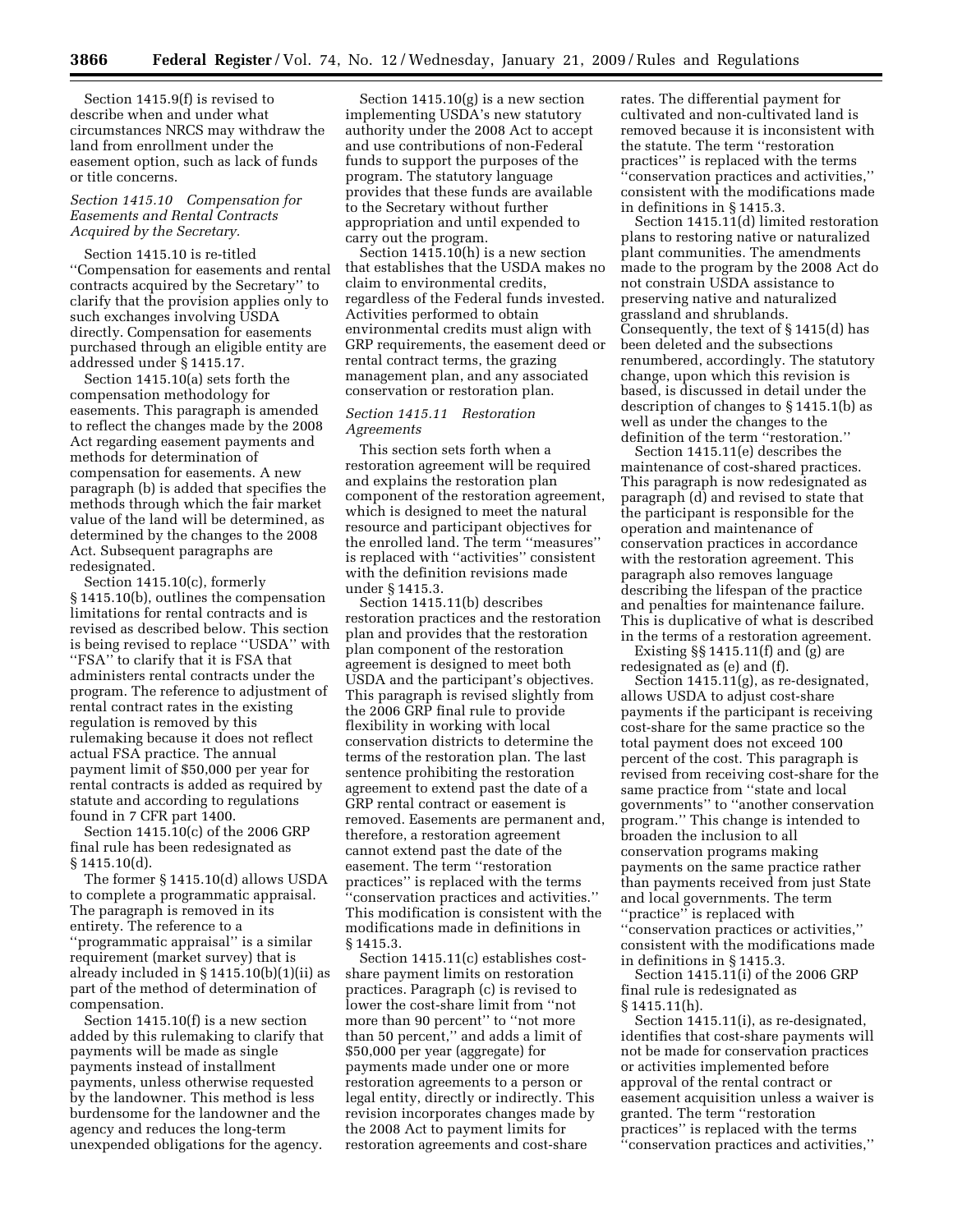Section 1415.9(f) is revised to describe when and under what circumstances NRCS may withdraw the land from enrollment under the easement option, such as lack of funds or title concerns.

### *Section 1415.10 Compensation for Easements and Rental Contracts Acquired by the Secretary.*

Section 1415.10 is re-titled ''Compensation for easements and rental contracts acquired by the Secretary'' to clarify that the provision applies only to such exchanges involving USDA directly. Compensation for easements purchased through an eligible entity are addressed under § 1415.17.

Section 1415.10(a) sets forth the compensation methodology for easements. This paragraph is amended to reflect the changes made by the 2008 Act regarding easement payments and methods for determination of compensation for easements. A new paragraph (b) is added that specifies the methods through which the fair market value of the land will be determined, as determined by the changes to the 2008 Act. Subsequent paragraphs are redesignated.

Section 1415.10(c), formerly § 1415.10(b), outlines the compensation limitations for rental contracts and is revised as described below. This section is being revised to replace ''USDA'' with ''FSA'' to clarify that it is FSA that administers rental contracts under the program. The reference to adjustment of rental contract rates in the existing regulation is removed by this rulemaking because it does not reflect actual FSA practice. The annual payment limit of $50,000 per year for rental contracts is added as required by statute and according to regulations found in 7 CFR part 1400.

Section 1415.10(c) of the 2006 GRP final rule has been redesignated as § 1415.10(d).

The former § 1415.10(d) allows USDA to complete a programmatic appraisal. The paragraph is removed in its entirety. The reference to a ''programmatic appraisal'' is a similar requirement (market survey) that is already included in § 1415.10(b)(1)(ii) as part of the method of determination of compensation.

Section 1415.10(f) is a new section added by this rulemaking to clarify that payments will be made as single payments instead of installment payments, unless otherwise requested by the landowner. This method is less burdensome for the landowner and the agency and reduces the long-term unexpended obligations for the agency.

Section 1415.10(g) is a new section implementing USDA's new statutory authority under the 2008 Act to accept and use contributions of non-Federal funds to support the purposes of the program. The statutory language provides that these funds are available to the Secretary without further appropriation and until expended to carry out the program.

Section 1415.10(h) is a new section that establishes that the USDA makes no claim to environmental credits, regardless of the Federal funds invested. Activities performed to obtain environmental credits must align with GRP requirements, the easement deed or rental contract terms, the grazing management plan, and any associated conservation or restoration plan.

### *Section 1415.11 Restoration Agreements*

This section sets forth when a restoration agreement will be required and explains the restoration plan component of the restoration agreement, which is designed to meet the natural resource and participant objectives for the enrolled land. The term ''measures'' is replaced with ''activities'' consistent with the definition revisions made under § 1415.3.

Section 1415.11(b) describes restoration practices and the restoration plan and provides that the restoration plan component of the restoration agreement is designed to meet both USDA and the participant's objectives. This paragraph is revised slightly from the 2006 GRP final rule to provide flexibility in working with local conservation districts to determine the terms of the restoration plan. The last sentence prohibiting the restoration agreement to extend past the date of a GRP rental contract or easement is removed. Easements are permanent and, therefore, a restoration agreement cannot extend past the date of the easement. The term ''restoration practices'' is replaced with the terms ''conservation practices and activities.'' This modification is consistent with the modifications made in definitions in § 1415.3.

Section 1415.11(c) establishes cost-share payment limits on restoration practices. Paragraph (c) is revised to lower the cost-share limit from ''not more than 90 percent'' to ''not more than 50 percent,'' and adds a limit of $50,000 per year (aggregate) for payments made under one or more restoration agreements to a person or legal entity, directly or indirectly. This revision incorporates changes made by the 2008 Act to payment limits for restoration agreements and cost-share rates. The differential payment for cultivated and non-cultivated land is removed because it is inconsistent with the statute. The term ''restoration practices'' is replaced with the terms ''conservation practices and activities,'' consistent with the modifications made in definitions in § 1415.3.

Section 1415.11(d) limited restoration plans to restoring native or naturalized plant communities. The amendments made to the program by the 2008 Act do not constrain USDA assistance to preserving native and naturalized grassland and shrublands. Consequently, the text of § 1415(d) has been deleted and the subsections renumbered, accordingly. The statutory change, upon which this revision is based, is discussed in detail under the description of changes to § 1415.1(b) as well as under the changes to the definition of the term ''restoration.''

Section 1415.11(e) describes the maintenance of cost-shared practices. This paragraph is now redesignated as paragraph (d) and revised to state that the participant is responsible for the operation and maintenance of conservation practices in accordance with the restoration agreement. This paragraph also removes language describing the lifespan of the practice and penalties for maintenance failure. This is duplicative of what is described in the terms of a restoration agreement.

Existing §§ 1415.11(f) and (g) are redesignated as (e) and (f).

Section 1415.11(g), as re-designated, allows USDA to adjust cost-share payments if the participant is receiving cost-share for the same practice so the total payment does not exceed 100 percent of the cost. This paragraph is revised from receiving cost-share for the same practice from ''state and local governments'' to ''another conservation program.'' This change is intended to broaden the inclusion to all conservation programs making payments on the same practice rather than payments received from just State and local governments. The term ''practice'' is replaced with ''conservation practices or activities,'' consistent with the modifications made in definitions in § 1415.3.

Section 1415.11(i) of the 2006 GRP final rule is redesignated as § 1415.11(h).

Section 1415.11(i), as re-designated, identifies that cost-share payments will not be made for conservation practices or activities implemented before approval of the rental contract or easement acquisition unless a waiver is granted. The term ''restoration practices'' is replaced with the terms ''conservation practices and activities,''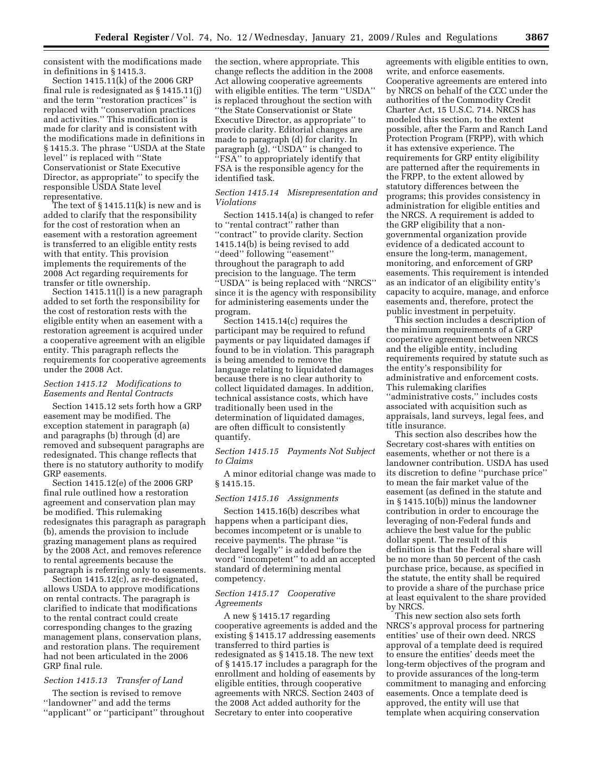consistent with the modifications made in definitions in § 1415.3.

Section 1415.11(k) of the 2006 GRP final rule is redesignated as § 1415.11(j) and the term ''restoration practices'' is replaced with ''conservation practices and activities.'' This modification is made for clarity and is consistent with the modifications made in definitions in § 1415.3. The phrase ''USDA at the State level'' is replaced with ''State Conservationist or State Executive Director, as appropriate'' to specify the responsible USDA State level representative.

The text of § 1415.11(k) is new and is added to clarify that the responsibility for the cost of restoration when an easement with a restoration agreement is transferred to an eligible entity rests with that entity. This provision implements the requirements of the 2008 Act regarding requirements for transfer or title ownership.

Section 1415.11(l) is a new paragraph added to set forth the responsibility for the cost of restoration rests with the eligible entity when an easement with a restoration agreement is acquired under a cooperative agreement with an eligible entity. This paragraph reflects the requirements for cooperative agreements under the 2008 Act.

*Section 1415.12 Modifications to Easements and Rental Contracts*

Section 1415.12 sets forth how a GRP easement may be modified. The exception statement in paragraph (a) and paragraphs (b) through (d) are removed and subsequent paragraphs are redesignated. This change reflects that there is no statutory authority to modify GRP easements.

Section 1415.12(e) of the 2006 GRP final rule outlined how a restoration agreement and conservation plan may be modified. This rulemaking redesignates this paragraph as paragraph (b), amends the provision to include grazing management plans as required by the 2008 Act, and removes reference to rental agreements because the paragraph is referring only to easements.

Section 1415.12(c), as re-designated, allows USDA to approve modifications on rental contracts. The paragraph is clarified to indicate that modifications to the rental contract could create corresponding changes to the grazing management plans, conservation plans, and restoration plans. The requirement had not been articulated in the 2006 GRP final rule.

*Section 1415.13 Transfer of Land*

The section is revised to remove ''landowner'' and add the terms ''applicant'' or ''participant'' throughout the section, where appropriate. This change reflects the addition in the 2008 Act allowing cooperative agreements with eligible entities. The term ''USDA'' is replaced throughout the section with ''the State Conservationist or State Executive Director, as appropriate'' to provide clarity. Editorial changes are made to paragraph (d) for clarity. In paragraph (g), ''USDA'' is changed to ''FSA'' to appropriately identify that FSA is the responsible agency for the identified task.

*Section 1415.14 Misrepresentation and Violations*

Section 1415.14(a) is changed to refer to ''rental contract'' rather than ''contract'' to provide clarity. Section 1415.14(b) is being revised to add ''deed'' following ''easement'' throughout the paragraph to add precision to the language. The term ''USDA'' is being replaced with ''NRCS'' since it is the agency with responsibility for administering easements under the program.

Section 1415.14(c) requires the participant may be required to refund payments or pay liquidated damages if found to be in violation. This paragraph is being amended to remove the language relating to liquidated damages because there is no clear authority to collect liquidated damages. In addition, technical assistance costs, which have traditionally been used in the determination of liquidated damages, are often difficult to consistently quantify.

*Section 1415.15 Payments Not Subject to Claims*

A minor editorial change was made to § 1415.15.

*Section 1415.16 Assignments*

Section 1415.16(b) describes what happens when a participant dies, becomes incompetent or is unable to receive payments. The phrase ''is declared legally'' is added before the word ''incompetent'' to add an accepted standard of determining mental competency.

*Section 1415.17 Cooperative Agreements*

A new § 1415.17 regarding cooperative agreements is added and the existing § 1415.17 addressing easements transferred to third parties is redesignated as § 1415.18. The new text of § 1415.17 includes a paragraph for the enrollment and holding of easements by eligible entities, through cooperative agreements with NRCS. Section 2403 of the 2008 Act added authority for the Secretary to enter into cooperative agreements with eligible entities to own, write, and enforce easements. Cooperative agreements are entered into by NRCS on behalf of the CCC under the authorities of the Commodity Credit Charter Act, 15 U.S.C. 714. NRCS has modeled this section, to the extent possible, after the Farm and Ranch Land Protection Program (FRPP), with which it has extensive experience. The requirements for GRP entity eligibility are patterned after the requirements in the FRPP, to the extent allowed by statutory differences between the programs; this provides consistency in administration for eligible entities and the NRCS. A requirement is added to the GRP eligibility that a non-governmental organization provide evidence of a dedicated account to ensure the long-term, management, monitoring, and enforcement of GRP easements. This requirement is intended as an indicator of an eligibility entity's capacity to acquire, manage, and enforce easements and, therefore, protect the public investment in perpetuity.

This section includes a description of the minimum requirements of a GRP cooperative agreement between NRCS and the eligible entity, including requirements required by statute such as the entity's responsibility for administrative and enforcement costs. This rulemaking clarifies ''administrative costs,'' includes costs associated with acquisition such as appraisals, land surveys, legal fees, and title insurance.

This section also describes how the Secretary cost-shares with entities on easements, whether or not there is a landowner contribution. USDA has used its discretion to define ''purchase price'' to mean the fair market value of the easement (as defined in the statute and in § 1415.10(b)) minus the landowner contribution in order to encourage the leveraging of non-Federal funds and achieve the best value for the public dollar spent. The result of this definition is that the Federal share will be no more than 50 percent of the cash purchase price, because, as specified in the statute, the entity shall be required to provide a share of the purchase price at least equivalent to the share provided by NRCS.

This new section also sets forth NRCS's approval process for partnering entities' use of their own deed. NRCS approval of a template deed is required to ensure the entities' deeds meet the long-term objectives of the program and to provide assurances of the long-term commitment to managing and enforcing easements. Once a template deed is approved, the entity will use that template when acquiring conservation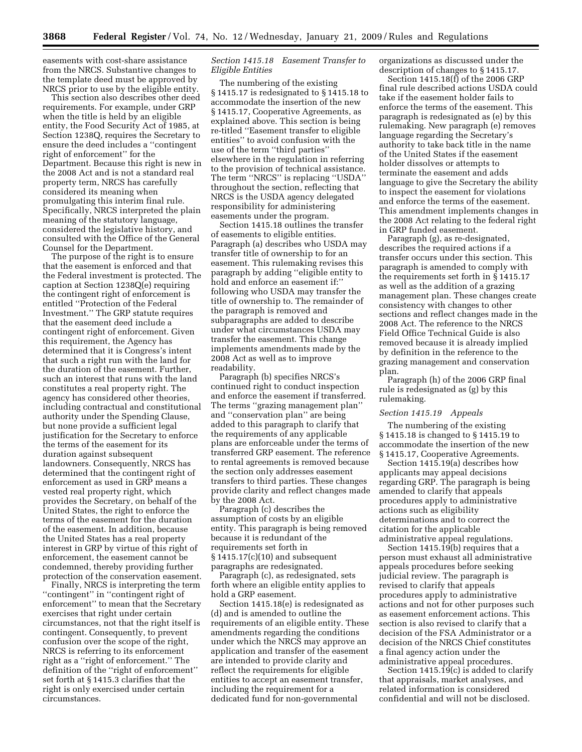easements with cost-share assistance from the NRCS. Substantive changes to the template deed must be approved by NRCS prior to use by the eligible entity.

This section also describes other deed requirements. For example, under GRP when the title is held by an eligible entity, the Food Security Act of 1985, at Section 1238Q, requires the Secretary to ensure the deed includes a ''contingent right of enforcement'' for the Department. Because this right is new in the 2008 Act and is not a standard real property term, NRCS has carefully considered its meaning when promulgating this interim final rule. Specifically, NRCS interpreted the plain meaning of the statutory language, considered the legislative history, and consulted with the Office of the General Counsel for the Department.

The purpose of the right is to ensure that the easement is enforced and that the Federal investment is protected. The caption at Section 1238Q(e) requiring the contingent right of enforcement is entitled ''Protection of the Federal Investment.'' The GRP statute requires that the easement deed include a contingent right of enforcement. Given this requirement, the Agency has determined that it is Congress's intent that such a right run with the land for the duration of the easement. Further, such an interest that runs with the land constitutes a real property right. The agency has considered other theories, including contractual and constitutional authority under the Spending Clause, but none provide a sufficient legal justification for the Secretary to enforce the terms of the easement for its duration against subsequent landowners. Consequently, NRCS has determined that the contingent right of enforcement as used in GRP means a vested real property right, which provides the Secretary, on behalf of the United States, the right to enforce the terms of the easement for the duration of the easement. In addition, because the United States has a real property interest in GRP by virtue of this right of enforcement, the easement cannot be condemned, thereby providing further protection of the conservation easement.

Finally, NRCS is interpreting the term ''contingent'' in ''contingent right of enforcement'' to mean that the Secretary exercises that right under certain circumstances, not that the right itself is contingent. Consequently, to prevent confusion over the scope of the right, NRCS is referring to its enforcement right as a ''right of enforcement.'' The definition of the ''right of enforcement'' set forth at § 1415.3 clarifies that the right is only exercised under certain circumstances.

*Section 1415.18 Easement Transfer to Eligible Entities*

The numbering of the existing § 1415.17 is redesignated to § 1415.18 to accommodate the insertion of the new § 1415.17, Cooperative Agreements, as explained above. This section is being re-titled ''Easement transfer to eligible entities'' to avoid confusion with the use of the term ''third parties'' elsewhere in the regulation in referring to the provision of technical assistance. The term ''NRCS'' is replacing ''USDA'' throughout the section, reflecting that NRCS is the USDA agency delegated responsibility for administering easements under the program.

Section 1415.18 outlines the transfer of easements to eligible entities. Paragraph (a) describes who USDA may transfer title of ownership to for an easement. This rulemaking revises this paragraph by adding ''eligible entity to hold and enforce an easement if:'' following who USDA may transfer the title of ownership to. The remainder of the paragraph is removed and subparagraphs are added to describe under what circumstances USDA may transfer the easement. This change implements amendments made by the 2008 Act as well as to improve readability.

Paragraph (b) specifies NRCS's continued right to conduct inspection and enforce the easement if transferred. The terms ''grazing management plan'' and ''conservation plan'' are being added to this paragraph to clarify that the requirements of any applicable plans are enforceable under the terms of transferred GRP easement. The reference to rental agreements is removed because the section only addresses easement transfers to third parties. These changes provide clarity and reflect changes made by the 2008 Act.

Paragraph (c) describes the assumption of costs by an eligible entity. This paragraph is being removed because it is redundant of the requirements set forth in § 1415.17(c)(10) and subsequent paragraphs are redesignated.

Paragraph (c), as redesignated, sets forth where an eligible entity applies to hold a GRP easement.

Section 1415.18(e) is redesignated as (d) and is amended to outline the requirements of an eligible entity. These amendments regarding the conditions under which the NRCS may approve an application and transfer of the easement are intended to provide clarity and reflect the requirements for eligible entities to accept an easement transfer, including the requirement for a dedicated fund for non-governmental organizations as discussed under the description of changes to § 1415.17.

Section 1415.18(f) of the 2006 GRP final rule described actions USDA could take if the easement holder fails to enforce the terms of the easement. This paragraph is redesignated as (e) by this rulemaking. New paragraph (e) removes language regarding the Secretary's authority to take back title in the name of the United States if the easement holder dissolves or attempts to terminate the easement and adds language to give the Secretary the ability to inspect the easement for violations and enforce the terms of the easement. This amendment implements changes in the 2008 Act relating to the federal right in GRP funded easement.

Paragraph (g), as re-designated, describes the required actions if a transfer occurs under this section. This paragraph is amended to comply with the requirements set forth in § 1415.17 as well as the addition of a grazing management plan. These changes create consistency with changes to other sections and reflect changes made in the 2008 Act. The reference to the NRCS Field Office Technical Guide is also removed because it is already implied by definition in the reference to the grazing management and conservation plan.

Paragraph (h) of the 2006 GRP final rule is redesignated as (g) by this rulemaking.

*Section 1415.19 Appeals*

The numbering of the existing § 1415.18 is changed to § 1415.19 to accommodate the insertion of the new § 1415.17, Cooperative Agreements.

Section 1415.19(a) describes how applicants may appeal decisions regarding GRP. The paragraph is being amended to clarify that appeals procedures apply to administrative actions such as eligibility determinations and to correct the citation for the applicable administrative appeal regulations.

Section 1415.19(b) requires that a person must exhaust all administrative appeals procedures before seeking judicial review. The paragraph is revised to clarify that appeals procedures apply to administrative actions and not for other purposes such as easement enforcement actions. This section is also revised to clarify that a decision of the FSA Administrator or a decision of the NRCS Chief constitutes a final agency action under the administrative appeal procedures.

Section 1415.19(c) is added to clarify that appraisals, market analyses, and related information is considered confidential and will not be disclosed.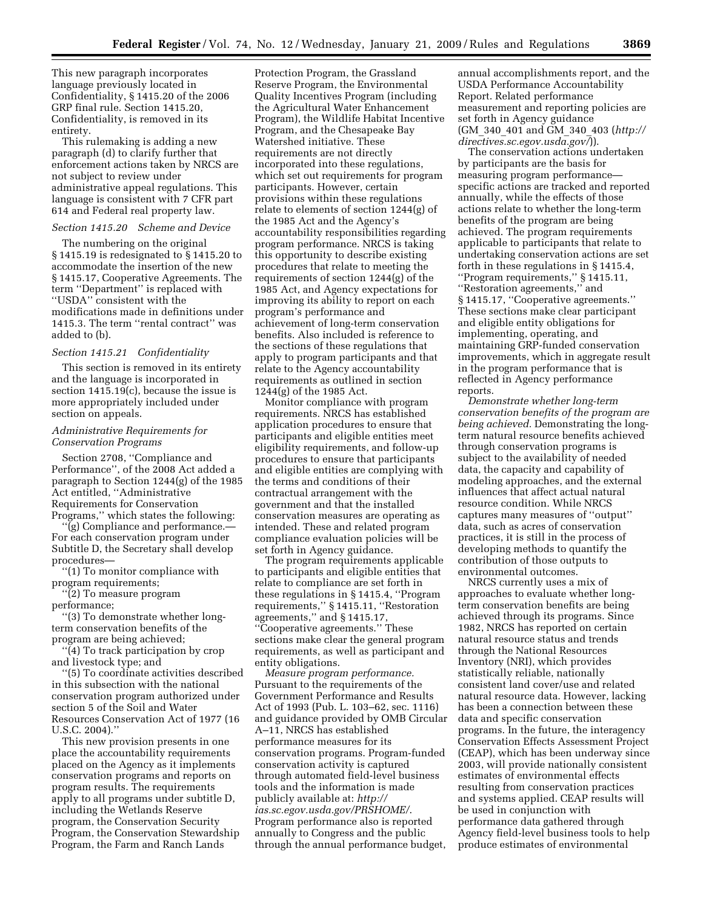This new paragraph incorporates language previously located in Confidentiality, § 1415.20 of the 2006 GRP final rule. Section 1415.20, Confidentiality, is removed in its entirety.

This rulemaking is adding a new paragraph (d) to clarify further that enforcement actions taken by NRCS are not subject to review under administrative appeal regulations. This language is consistent with 7 CFR part 614 and Federal real property law.

*Section 1415.20 Scheme and Device*

The numbering on the original § 1415.19 is redesignated to § 1415.20 to accommodate the insertion of the new § 1415.17, Cooperative Agreements. The term ''Department'' is replaced with ''USDA'' consistent with the modifications made in definitions under 1415.3. The term ''rental contract'' was added to (b).

*Section 1415.21 Confidentiality*

This section is removed in its entirety and the language is incorporated in section 1415.19(c), because the issue is more appropriately included under section on appeals.

*Administrative Requirements for Conservation Programs*

Section 2708, ''Compliance and Performance'', of the 2008 Act added a paragraph to Section 1244(g) of the 1985 Act entitled, ''Administrative Requirements for Conservation Programs,'' which states the following:

''(g) Compliance and performance.— For each conservation program under Subtitle D, the Secretary shall develop procedures—

''(1) To monitor compliance with program requirements;

''(2) To measure program performance;

''(3) To demonstrate whether long-term conservation benefits of the program are being achieved;

''(4) To track participation by crop and livestock type; and

''(5) To coordinate activities described in this subsection with the national conservation program authorized under section 5 of the Soil and Water Resources Conservation Act of 1977 (16 U.S.C. 2004).''

This new provision presents in one place the accountability requirements placed on the Agency as it implements conservation programs and reports on program results. The requirements apply to all programs under subtitle D, including the Wetlands Reserve program, the Conservation Security Program, the Conservation Stewardship Program, the Farm and Ranch Lands Protection Program, the Grassland Reserve Program, the Environmental Quality Incentives Program (including the Agricultural Water Enhancement Program), the Wildlife Habitat Incentive Program, and the Chesapeake Bay Watershed initiative. These requirements are not directly incorporated into these regulations, which set out requirements for program participants. However, certain provisions within these regulations relate to elements of section 1244(g) of the 1985 Act and the Agency's accountability responsibilities regarding program performance. NRCS is taking this opportunity to describe existing procedures that relate to meeting the requirements of section 1244(g) of the 1985 Act, and Agency expectations for improving its ability to report on each program's performance and achievement of long-term conservation benefits. Also included is reference to the sections of these regulations that apply to program participants and that relate to the Agency accountability requirements as outlined in section 1244(g) of the 1985 Act.

*Monitor compliance with program requirements.* NRCS has established application procedures to ensure that participants and eligible entities meet eligibility requirements, and follow-up procedures to ensure that participants and eligible entities are complying with the terms and conditions of their contractual arrangement with the government and that the installed conservation measures are operating as intended. These and related program compliance evaluation policies will be set forth in Agency guidance.

The program requirements applicable to participants and eligible entities that relate to compliance are set forth in these regulations in § 1415.4, ''Program requirements,'' § 1415.11, ''Restoration agreements,'' and § 1415.17, ''Cooperative agreements.'' These sections make clear the general program requirements, as well as participant and entity obligations.

*Measure program performance.* Pursuant to the requirements of the Government Performance and Results Act of 1993 (Pub. L. 103–62, sec. 1116) and guidance provided by OMB Circular A–11, NRCS has established performance measures for its conservation programs. Program-funded conservation activity is captured through automated field-level business tools and the information is made publicly available at: *http://ias.sc.egov.usda.gov/PRSHOME/*. Program performance also is reported annually to Congress and the public through the annual performance budget, annual accomplishments report, and the USDA Performance Accountability Report. Related performance measurement and reporting policies are set forth in Agency guidance (GM_340_401 and GM_340_403 (*http://directives.sc.egov.usda.gov/*)).

The conservation actions undertaken by participants are the basis for measuring program performance—specific actions are tracked and reported annually, while the effects of those actions relate to whether the long-term benefits of the program are being achieved. The program requirements applicable to participants that relate to undertaking conservation actions are set forth in these regulations in § 1415.4, ''Program requirements,'' § 1415.11, ''Restoration agreements,'' and § 1415.17, ''Cooperative agreements.'' These sections make clear participant and eligible entity obligations for implementing, operating, and maintaining GRP-funded conservation improvements, which in aggregate result in the program performance that is reflected in Agency performance reports.

*Demonstrate whether long-term conservation benefits of the program are being achieved.* Demonstrating the long-term natural resource benefits achieved through conservation programs is subject to the availability of needed data, the capacity and capability of modeling approaches, and the external influences that affect actual natural resource condition. While NRCS captures many measures of ''output'' data, such as acres of conservation practices, it is still in the process of developing methods to quantify the contribution of those outputs to environmental outcomes.

NRCS currently uses a mix of approaches to evaluate whether long-term conservation benefits are being achieved through its programs. Since 1982, NRCS has reported on certain natural resource status and trends through the National Resources Inventory (NRI), which provides statistically reliable, nationally consistent land cover/use and related natural resource data. However, lacking has been a connection between these data and specific conservation programs. In the future, the interagency Conservation Effects Assessment Project (CEAP), which has been underway since 2003, will provide nationally consistent estimates of environmental effects resulting from conservation practices and systems applied. CEAP results will be used in conjunction with performance data gathered through Agency field-level business tools to help produce estimates of environmental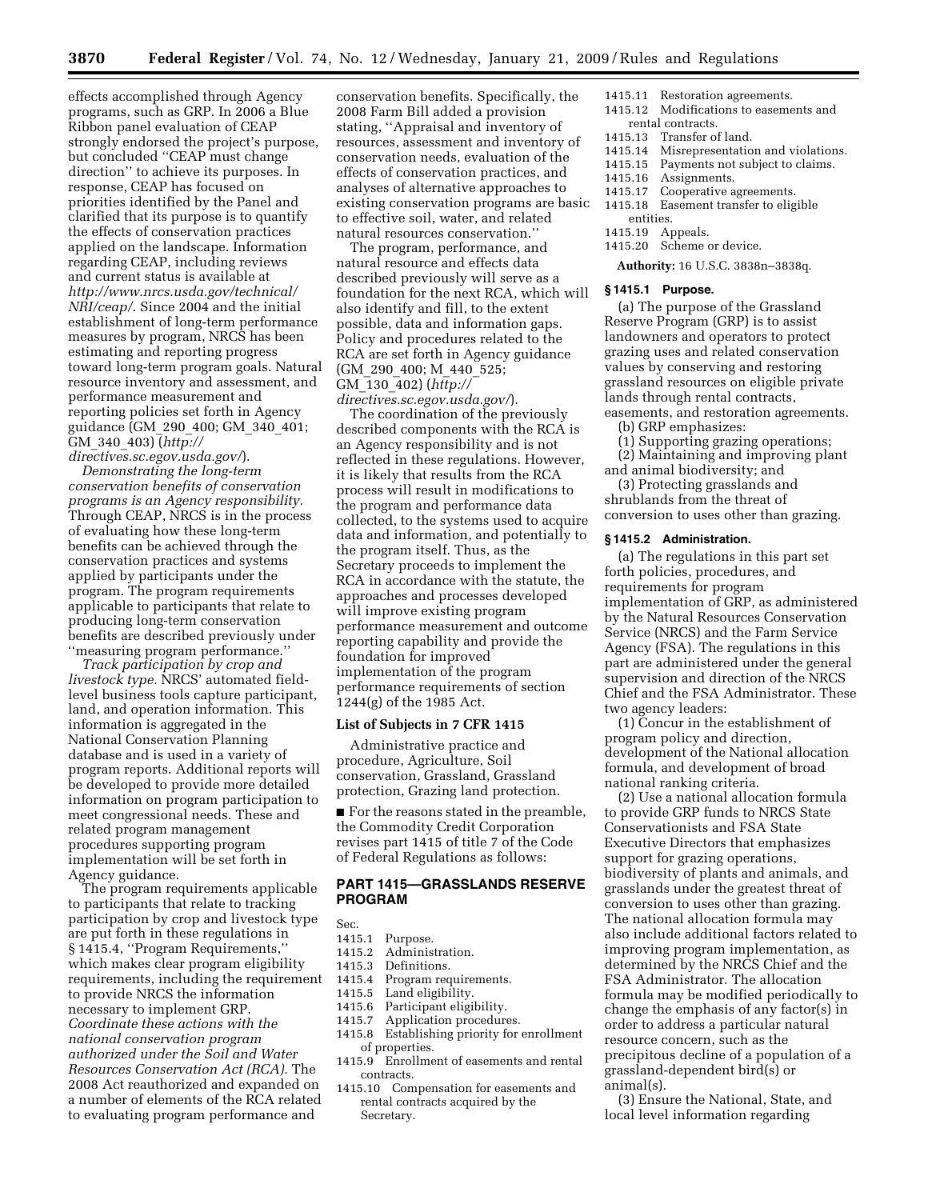effects accomplished through Agency programs, such as GRP. In 2006 a Blue Ribbon panel evaluation of CEAP strongly endorsed the project's purpose, but concluded ''CEAP must change direction'' to achieve its purposes. In response, CEAP has focused on priorities identified by the Panel and clarified that its purpose is to quantify the effects of conservation practices applied on the landscape. Information regarding CEAP, including reviews and current status is available at *http://www.nrcs.usda.gov/technical/NRI/ceap/*. Since 2004 and the initial establishment of long-term performance measures by program, NRCS has been estimating and reporting progress toward long-term program goals. Natural resource inventory and assessment, and performance measurement and reporting policies set forth in Agency guidance (GM_290_400; GM_340_401; GM_340_403) (*http://directives.sc.egov.usda.gov/*).

*Demonstrating the long-term conservation benefits of conservation programs is an Agency responsibility.* Through CEAP, NRCS is in the process of evaluating how these long-term benefits can be achieved through the conservation practices and systems applied by participants under the program. The program requirements applicable to participants that relate to producing long-term conservation benefits are described previously under ''measuring program performance.''

*Track participation by crop and livestock type.* NRCS' automated field-level business tools capture participant, land, and operation information. This information is aggregated in the National Conservation Planning database and is used in a variety of program reports. Additional reports will be developed to provide more detailed information on program participation to meet congressional needs. These and related program management procedures supporting program implementation will be set forth in Agency guidance.

The program requirements applicable to participants that relate to tracking participation by crop and livestock type are put forth in these regulations in § 1415.4, ''Program Requirements,'' which makes clear program eligibility requirements, including the requirement to provide NRCS the information necessary to implement GRP.

*Coordinate these actions with the national conservation program authorized under the Soil and Water Resources Conservation Act (RCA).* The 2008 Act reauthorized and expanded on a number of elements of the RCA related to evaluating program performance and conservation benefits. Specifically, the 2008 Farm Bill added a provision stating, ''Appraisal and inventory of resources, assessment and inventory of conservation needs, evaluation of the effects of conservation practices, and analyses of alternative approaches to existing conservation programs are basic to effective soil, water, and related natural resources conservation.''

The program, performance, and natural resource and effects data described previously will serve as a foundation for the next RCA, which will also identify and fill, to the extent possible, data and information gaps. Policy and procedures related to the RCA are set forth in Agency guidance (GM_290_400; M_440_525; GM_130_402) (*http://directives.sc.egov.usda.gov/*).

The coordination of the previously described components with the RCA is an Agency responsibility and is not reflected in these regulations. However, it is likely that results from the RCA process will result in modifications to the program and performance data collected, to the systems used to acquire data and information, and potentially to the program itself. Thus, as the Secretary proceeds to implement the RCA in accordance with the statute, the approaches and processes developed will improve existing program performance measurement and outcome reporting capability and provide the foundation for improved implementation of the program performance requirements of section 1244(g) of the 1985 Act.

**List of Subjects in 7 CFR 1415**

Administrative practice and procedure, Agriculture, Soil conservation, Grassland, Grassland protection, Grazing land protection.

■ For the reasons stated in the preamble, the Commodity Credit Corporation revises part 1415 of title 7 of the Code of Federal Regulations as follows:

## PART 1415—GRASSLANDS RESERVE PROGRAM

Sec.
1415.1 Purpose.
1415.2 Administration.
1415.3 Definitions.
1415.4 Program requirements.
1415.5 Land eligibility.
1415.6 Participant eligibility.
1415.7 Application procedures.
1415.8 Establishing priority for enrollment of properties.
1415.9 Enrollment of easements and rental contracts.
1415.10 Compensation for easements and rental contracts acquired by the Secretary.
1415.11 Restoration agreements.
1415.12 Modifications to easements and rental contracts.
1415.13 Transfer of land.
1415.14 Misrepresentation and violations.
1415.15 Payments not subject to claims.
1415.16 Assignments.
1415.17 Cooperative agreements.
1415.18 Easement transfer to eligible entities.
1415.19 Appeals.
1415.20 Scheme or device.

**Authority:** 16 U.S.C. 3838n–3838q.

### § 1415.1 Purpose.

(a) The purpose of the Grassland Reserve Program (GRP) is to assist landowners and operators to protect grazing uses and related conservation values by conserving and restoring grassland resources on eligible private lands through rental contracts, easements, and restoration agreements.

(b) GRP emphasizes:

(1) Supporting grazing operations;

(2) Maintaining and improving plant and animal biodiversity; and

(3) Protecting grasslands and shrublands from the threat of conversion to uses other than grazing.

### § 1415.2 Administration.

(a) The regulations in this part set forth policies, procedures, and requirements for program implementation of GRP, as administered by the Natural Resources Conservation Service (NRCS) and the Farm Service Agency (FSA). The regulations in this part are administered under the general supervision and direction of the NRCS Chief and the FSA Administrator. These two agency leaders:

(1) Concur in the establishment of program policy and direction, development of the National allocation formula, and development of broad national ranking criteria.

(2) Use a national allocation formula to provide GRP funds to NRCS State Conservationists and FSA State Executive Directors that emphasizes support for grazing operations, biodiversity of plants and animals, and grasslands under the greatest threat of conversion to uses other than grazing. The national allocation formula may also include additional factors related to improving program implementation, as determined by the NRCS Chief and the FSA Administrator. The allocation formula may be modified periodically to change the emphasis of any factor(s) in order to address a particular natural resource concern, such as the precipitous decline of a population of a grassland-dependent bird(s) or animal(s).

(3) Ensure the National, State, and local level information regarding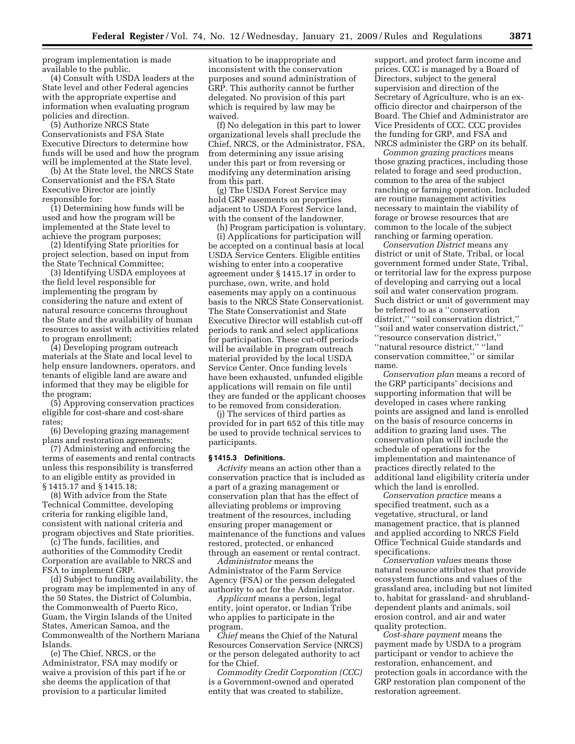program implementation is made available to the public.

(4) Consult with USDA leaders at the State level and other Federal agencies with the appropriate expertise and information when evaluating program policies and direction.

(5) Authorize NRCS State Conservationists and FSA State Executive Directors to determine how funds will be used and how the program will be implemented at the State level.

(b) At the State level, the NRCS State Conservationist and the FSA State Executive Director are jointly responsible for:

(1) Determining how funds will be used and how the program will be implemented at the State level to achieve the program purposes;

(2) Identifying State priorities for project selection, based on input from the State Technical Committee;

(3) Identifying USDA employees at the field level responsible for implementing the program by considering the nature and extent of natural resource concerns throughout the State and the availability of human resources to assist with activities related to program enrollment;

(4) Developing program outreach materials at the State and local level to help ensure landowners, operators, and tenants of eligible land are aware and informed that they may be eligible for the program;

(5) Approving conservation practices eligible for cost-share and cost-share rates;

(6) Developing grazing management plans and restoration agreements;

(7) Administering and enforcing the terms of easements and rental contracts unless this responsibility is transferred to an eligible entity as provided in § 1415.17 and § 1415.18;

(8) With advice from the State Technical Committee, developing criteria for ranking eligible land, consistent with national criteria and program objectives and State priorities.

(c) The funds, facilities, and authorities of the Commodity Credit Corporation are available to NRCS and FSA to implement GRP.

(d) Subject to funding availability, the program may be implemented in any of the 50 States, the District of Columbia, the Commonwealth of Puerto Rico, Guam, the Virgin Islands of the United States, American Samoa, and the Commonwealth of the Northern Mariana Islands.

(e) The Chief, NRCS, or the Administrator, FSA may modify or waive a provision of this part if he or she deems the application of that provision to a particular limited situation to be inappropriate and inconsistent with the conservation purposes and sound administration of GRP. This authority cannot be further delegated. No provision of this part which is required by law may be waived.

(f) No delegation in this part to lower organizational levels shall preclude the Chief, NRCS, or the Administrator, FSA, from determining any issue arising under this part or from reversing or modifying any determination arising from this part.

(g) The USDA Forest Service may hold GRP easements on properties adjacent to USDA Forest Service land, with the consent of the landowner.

(h) Program participation is voluntary.

(i) Applications for participation will be accepted on a continual basis at local USDA Service Centers. Eligible entities wishing to enter into a cooperative agreement under § 1415.17 in order to purchase, own, write, and hold easements may apply on a continuous basis to the NRCS State Conservationist. The State Conservationist and State Executive Director will establish cut-off periods to rank and select applications for participation. These cut-off periods will be available in program outreach material provided by the local USDA Service Center. Once funding levels have been exhausted, unfunded eligible applications will remain on file until they are funded or the applicant chooses to be removed from consideration.

(j) The services of third parties as provided for in part 652 of this title may be used to provide technical services to participants.

### § 1415.3 Definitions.

*Activity* means an action other than a conservation practice that is included as a part of a grazing management or conservation plan that has the effect of alleviating problems or improving treatment of the resources, including ensuring proper management or maintenance of the functions and values restored, protected, or enhanced through an easement or rental contract.

*Administrator* means the Administrator of the Farm Service Agency (FSA) or the person delegated authority to act for the Administrator.

*Applicant* means a person, legal entity, joint operator, or Indian Tribe who applies to participate in the program.

*Chief* means the Chief of the Natural Resources Conservation Service (NRCS) or the person delegated authority to act for the Chief.

*Commodity Credit Corporation (CCC)* is a Government-owned and operated entity that was created to stabilize, support, and protect farm income and prices. CCC is managed by a Board of Directors, subject to the general supervision and direction of the Secretary of Agriculture, who is an ex-officio director and chairperson of the Board. The Chief and Administrator are Vice Presidents of CCC. CCC provides the funding for GRP, and FSA and NRCS administer the GRP on its behalf.

*Common grazing practices* means those grazing practices, including those related to forage and seed production, common to the area of the subject ranching or farming operation. Included are routine management activities necessary to maintain the viability of forage or browse resources that are common to the locale of the subject ranching or farming operation.

*Conservation District* means any district or unit of State, Tribal, or local government formed under State, Tribal, or territorial law for the express purpose of developing and carrying out a local soil and water conservation program. Such district or unit of government may be referred to as a ''conservation district,'' ''soil conservation district,'' ''soil and water conservation district,'' ''resource conservation district,'' ''natural resource district,'' ''land conservation committee,'' or similar name.

*Conservation plan* means a record of the GRP participants' decisions and supporting information that will be developed in cases where ranking points are assigned and land is enrolled on the basis of resource concerns in addition to grazing land uses. The conservation plan will include the schedule of operations for the implementation and maintenance of practices directly related to the additional land eligibility criteria under which the land is enrolled.

*Conservation practice* means a specified treatment, such as a vegetative, structural, or land management practice, that is planned and applied according to NRCS Field Office Technical Guide standards and specifications.

*Conservation values* means those natural resource attributes that provide ecosystem functions and values of the grassland area, including but not limited to, habitat for grassland- and shrubland-dependent plants and animals, soil erosion control, and air and water quality protection.

*Cost-share payment* means the payment made by USDA to a program participant or vendor to achieve the restoration, enhancement, and protection goals in accordance with the GRP restoration plan component of the restoration agreement.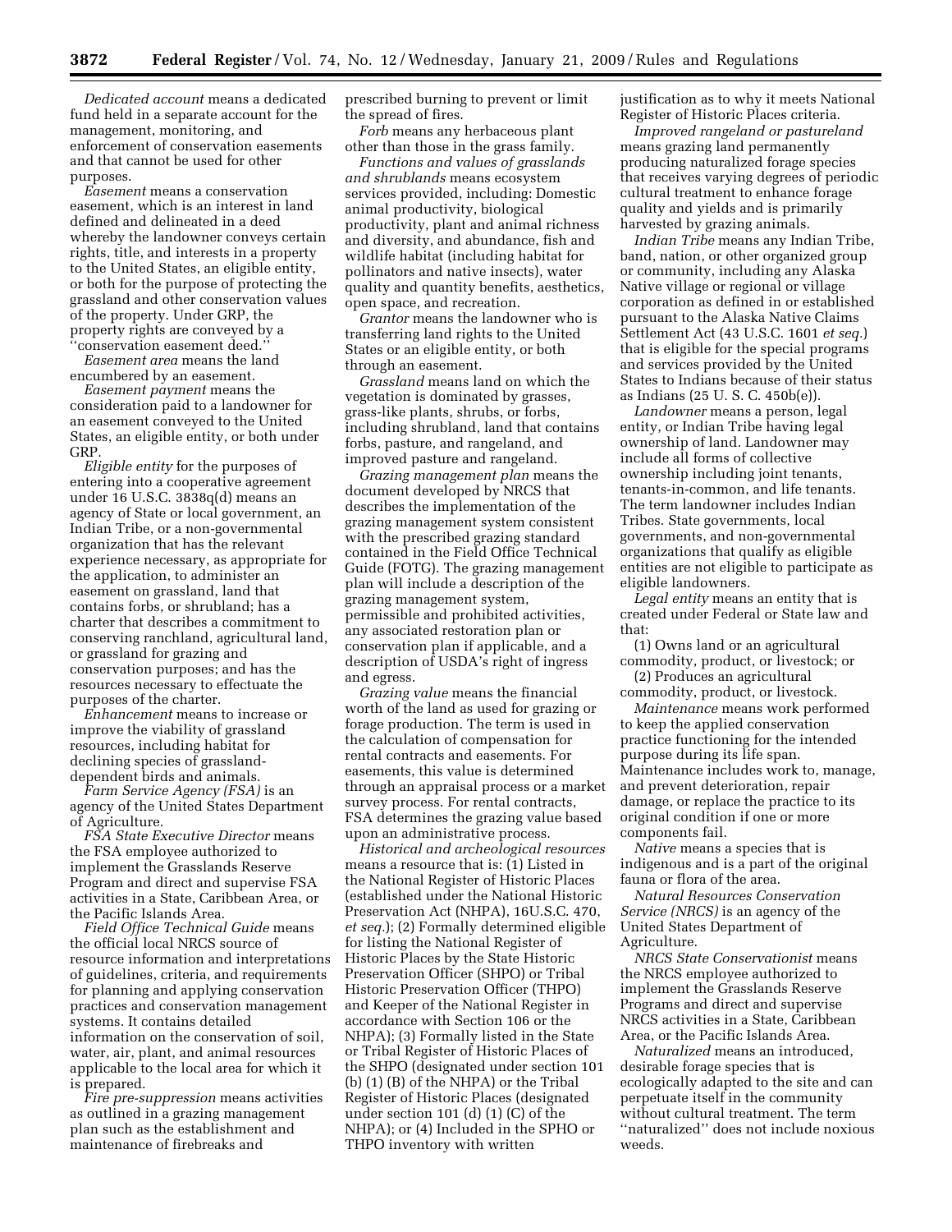*Dedicated account* means a dedicated fund held in a separate account for the management, monitoring, and enforcement of conservation easements and that cannot be used for other purposes.

*Easement* means a conservation easement, which is an interest in land defined and delineated in a deed whereby the landowner conveys certain rights, title, and interests in a property to the United States, an eligible entity, or both for the purpose of protecting the grassland and other conservation values of the property. Under GRP, the property rights are conveyed by a ''conservation easement deed.''

*Easement area* means the land encumbered by an easement.

*Easement payment* means the consideration paid to a landowner for an easement conveyed to the United States, an eligible entity, or both under GRP.

*Eligible entity* for the purposes of entering into a cooperative agreement under 16 U.S.C. 3838q(d) means an agency of State or local government, an Indian Tribe, or a non-governmental organization that has the relevant experience necessary, as appropriate for the application, to administer an easement on grassland, land that contains forbs, or shrubland; has a charter that describes a commitment to conserving ranchland, agricultural land, or grassland for grazing and conservation purposes; and has the resources necessary to effectuate the purposes of the charter.

*Enhancement* means to increase or improve the viability of grassland resources, including habitat for declining species of grassland-dependent birds and animals.

*Farm Service Agency (FSA)* is an agency of the United States Department of Agriculture.

*FSA State Executive Director* means the FSA employee authorized to implement the Grasslands Reserve Program and direct and supervise FSA activities in a State, Caribbean Area, or the Pacific Islands Area.

*Field Office Technical Guide* means the official local NRCS source of resource information and interpretations of guidelines, criteria, and requirements for planning and applying conservation practices and conservation management systems. It contains detailed information on the conservation of soil, water, air, plant, and animal resources applicable to the local area for which it is prepared.

*Fire pre-suppression* means activities as outlined in a grazing management plan such as the establishment and maintenance of firebreaks and prescribed burning to prevent or limit the spread of fires.

*Forb* means any herbaceous plant other than those in the grass family.

*Functions and values of grasslands and shrublands* means ecosystem services provided, including: Domestic animal productivity, biological productivity, plant and animal richness and diversity, and abundance, fish and wildlife habitat (including habitat for pollinators and native insects), water quality and quantity benefits, aesthetics, open space, and recreation.

*Grantor* means the landowner who is transferring land rights to the United States or an eligible entity, or both through an easement.

*Grassland* means land on which the vegetation is dominated by grasses, grass-like plants, shrubs, or forbs, including shrubland, land that contains forbs, pasture, and rangeland, and improved pasture and rangeland.

*Grazing management plan* means the document developed by NRCS that describes the implementation of the grazing management system consistent with the prescribed grazing standard contained in the Field Office Technical Guide (FOTG). The grazing management plan will include a description of the grazing management system, permissible and prohibited activities, any associated restoration plan or conservation plan if applicable, and a description of USDA's right of ingress and egress.

*Grazing value* means the financial worth of the land as used for grazing or forage production. The term is used in the calculation of compensation for rental contracts and easements. For easements, this value is determined through an appraisal process or a market survey process. For rental contracts, FSA determines the grazing value based upon an administrative process.

*Historical and archeological resources* means a resource that is: (1) Listed in the National Register of Historic Places (established under the National Historic Preservation Act (NHPA), 16U.S.C. 470, *et seq.*); (2) Formally determined eligible for listing the National Register of Historic Places by the State Historic Preservation Officer (SHPO) or Tribal Historic Preservation Officer (THPO) and Keeper of the National Register in accordance with Section 106 or the NHPA); (3) Formally listed in the State or Tribal Register of Historic Places of the SHPO (designated under section 101 (b) (1) (B) of the NHPA) or the Tribal Register of Historic Places (designated under section 101 (d) (1) (C) of the NHPA); or (4) Included in the SPHO or THPO inventory with written justification as to why it meets National Register of Historic Places criteria.

*Improved rangeland or pastureland* means grazing land permanently producing naturalized forage species that receives varying degrees of periodic cultural treatment to enhance forage quality and yields and is primarily harvested by grazing animals.

*Indian Tribe* means any Indian Tribe, band, nation, or other organized group or community, including any Alaska Native village or regional or village corporation as defined in or established pursuant to the Alaska Native Claims Settlement Act (43 U.S.C. 1601 *et seq.*) that is eligible for the special programs and services provided by the United States to Indians because of their status as Indians (25 U. S. C. 450b(e)).

*Landowner* means a person, legal entity, or Indian Tribe having legal ownership of land. Landowner may include all forms of collective ownership including joint tenants, tenants-in-common, and life tenants. The term landowner includes Indian Tribes. State governments, local governments, and non-governmental organizations that qualify as eligible entities are not eligible to participate as eligible landowners.

*Legal entity* means an entity that is created under Federal or State law and that:

(1) Owns land or an agricultural commodity, product, or livestock; or

(2) Produces an agricultural commodity, product, or livestock.

*Maintenance* means work performed to keep the applied conservation practice functioning for the intended purpose during its life span. Maintenance includes work to, manage, and prevent deterioration, repair damage, or replace the practice to its original condition if one or more components fail.

*Native* means a species that is indigenous and is a part of the original fauna or flora of the area.

*Natural Resources Conservation Service (NRCS)* is an agency of the United States Department of Agriculture.

*NRCS State Conservationist* means the NRCS employee authorized to implement the Grasslands Reserve Programs and direct and supervise NRCS activities in a State, Caribbean Area, or the Pacific Islands Area.

*Naturalized* means an introduced, desirable forage species that is ecologically adapted to the site and can perpetuate itself in the community without cultural treatment. The term ''naturalized'' does not include noxious weeds.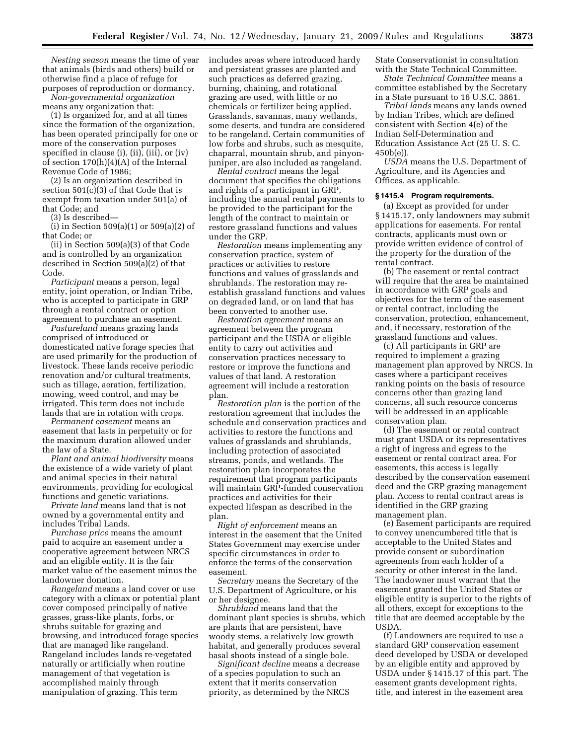*Nesting season* means the time of year that animals (birds and others) build or otherwise find a place of refuge for purposes of reproduction or dormancy.

*Non-governmental organization* means any organization that:

(1) Is organized for, and at all times since the formation of the organization, has been operated principally for one or more of the conservation purposes specified in clause (i), (ii), (iii), or (iv) of section 170(h)(4)(A) of the Internal Revenue Code of 1986;

(2) Is an organization described in section 501(c)(3) of that Code that is exempt from taxation under 501(a) of that Code; and

(3) Is described—

(i) in Section 509(a)(1) or 509(a)(2) of that Code; or

(ii) in Section 509(a)(3) of that Code and is controlled by an organization described in Section 509(a)(2) of that Code.

*Participant* means a person, legal entity, joint operation, or Indian Tribe, who is accepted to participate in GRP through a rental contract or option agreement to purchase an easement.

*Pastureland* means grazing lands comprised of introduced or domesticated native forage species that are used primarily for the production of livestock. These lands receive periodic renovation and/or cultural treatments, such as tillage, aeration, fertilization, mowing, weed control, and may be irrigated. This term does not include lands that are in rotation with crops.

*Permanent easement* means an easement that lasts in perpetuity or for the maximum duration allowed under the law of a State.

*Plant and animal biodiversity* means the existence of a wide variety of plant and animal species in their natural environments, providing for ecological functions and genetic variations.

*Private land* means land that is not owned by a governmental entity and includes Tribal Lands.

*Purchase price* means the amount paid to acquire an easement under a cooperative agreement between NRCS and an eligible entity. It is the fair market value of the easement minus the landowner donation.

*Rangeland* means a land cover or use category with a climax or potential plant cover composed principally of native grasses, grass-like plants, forbs, or shrubs suitable for grazing and browsing, and introduced forage species that are managed like rangeland. Rangeland includes lands re-vegetated naturally or artificially when routine management of that vegetation is accomplished mainly through manipulation of grazing. This term includes areas where introduced hardy and persistent grasses are planted and such practices as deferred grazing, burning, chaining, and rotational grazing are used, with little or no chemicals or fertilizer being applied. Grasslands, savannas, many wetlands, some deserts, and tundra are considered to be rangeland. Certain communities of low forbs and shrubs, such as mesquite, chaparral, mountain shrub, and pinyon-juniper, are also included as rangeland.

*Rental contract* means the legal document that specifies the obligations and rights of a participant in GRP, including the annual rental payments to be provided to the participant for the length of the contract to maintain or restore grassland functions and values under the GRP.

*Restoration* means implementing any conservation practice, system of practices or activities to restore functions and values of grasslands and shrublands. The restoration may re-establish grassland functions and values on degraded land, or on land that has been converted to another use.

*Restoration agreement* means an agreement between the program participant and the USDA or eligible entity to carry out activities and conservation practices necessary to restore or improve the functions and values of that land. A restoration agreement will include a restoration plan.

*Restoration plan* is the portion of the restoration agreement that includes the schedule and conservation practices and activities to restore the functions and values of grasslands and shrublands, including protection of associated streams, ponds, and wetlands. The restoration plan incorporates the requirement that program participants will maintain GRP-funded conservation practices and activities for their expected lifespan as described in the plan.

*Right of enforcement* means an interest in the easement that the United States Government may exercise under specific circumstances in order to enforce the terms of the conservation easement.

*Secretary* means the Secretary of the U.S. Department of Agriculture, or his or her designee.

*Shrubland* means land that the dominant plant species is shrubs, which are plants that are persistent, have woody stems, a relatively low growth habitat, and generally produces several basal shoots instead of a single bole.

*Significant decline* means a decrease of a species population to such an extent that it merits conservation priority, as determined by the NRCS State Conservationist in consultation with the State Technical Committee.

*State Technical Committee* means a committee established by the Secretary in a State pursuant to 16 U.S.C. 3861.

*Tribal lands* means any lands owned by Indian Tribes, which are defined consistent with Section 4(e) of the Indian Self-Determination and Education Assistance Act (25 U. S. C. 450b(e)).

*USDA* means the U.S. Department of Agriculture, and its Agencies and Offices, as applicable.

**§ 1415.4 Program requirements.**

(a) Except as provided for under § 1415.17, only landowners may submit applications for easements. For rental contracts, applicants must own or provide written evidence of control of the property for the duration of the rental contract.

(b) The easement or rental contract will require that the area be maintained in accordance with GRP goals and objectives for the term of the easement or rental contract, including the conservation, protection, enhancement, and, if necessary, restoration of the grassland functions and values.

(c) All participants in GRP are required to implement a grazing management plan approved by NRCS. In cases where a participant receives ranking points on the basis of resource concerns other than grazing land concerns, all such resource concerns will be addressed in an applicable conservation plan.

(d) The easement or rental contract must grant USDA or its representatives a right of ingress and egress to the easement or rental contract area. For easements, this access is legally described by the conservation easement deed and the GRP grazing management plan. Access to rental contract areas is identified in the GRP grazing management plan.

(e) Easement participants are required to convey unencumbered title that is acceptable to the United States and provide consent or subordination agreements from each holder of a security or other interest in the land. The landowner must warrant that the easement granted the United States or eligible entity is superior to the rights of all others, except for exceptions to the title that are deemed acceptable by the USDA.

(f) Landowners are required to use a standard GRP conservation easement deed developed by USDA or developed by an eligible entity and approved by USDA under § 1415.17 of this part. The easement grants development rights, title, and interest in the easement area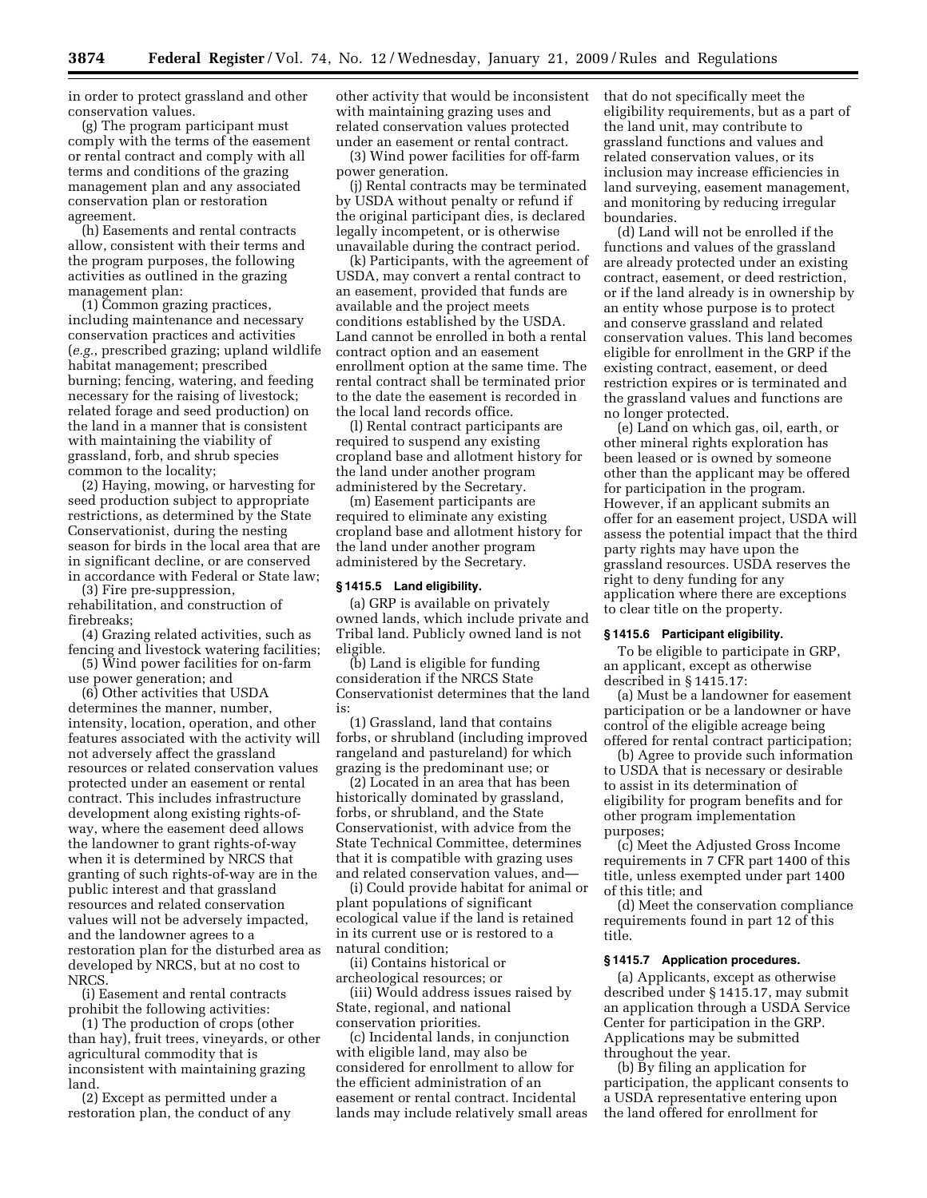in order to protect grassland and other conservation values.

(g) The program participant must comply with the terms of the easement or rental contract and comply with all terms and conditions of the grazing management plan and any associated conservation plan or restoration agreement.

(h) Easements and rental contracts allow, consistent with their terms and the program purposes, the following activities as outlined in the grazing management plan:

(1) Common grazing practices, including maintenance and necessary conservation practices and activities (*e.g.*, prescribed grazing; upland wildlife habitat management; prescribed burning; fencing, watering, and feeding necessary for the raising of livestock; related forage and seed production) on the land in a manner that is consistent with maintaining the viability of grassland, forb, and shrub species common to the locality;

(2) Haying, mowing, or harvesting for seed production subject to appropriate restrictions, as determined by the State Conservationist, during the nesting season for birds in the local area that are in significant decline, or are conserved in accordance with Federal or State law;

(3) Fire pre-suppression, rehabilitation, and construction of firebreaks;

(4) Grazing related activities, such as fencing and livestock watering facilities;

(5) Wind power facilities for on-farm use power generation; and

(6) Other activities that USDA determines the manner, number, intensity, location, operation, and other features associated with the activity will not adversely affect the grassland resources or related conservation values protected under an easement or rental contract. This includes infrastructure development along existing rights-of-way, where the easement deed allows the landowner to grant rights-of-way when it is determined by NRCS that granting of such rights-of-way are in the public interest and that grassland resources and related conservation values will not be adversely impacted, and the landowner agrees to a restoration plan for the disturbed area as developed by NRCS, but at no cost to NRCS.

(i) Easement and rental contracts prohibit the following activities:

(1) The production of crops (other than hay), fruit trees, vineyards, or other agricultural commodity that is inconsistent with maintaining grazing land.

(2) Except as permitted under a restoration plan, the conduct of any other activity that would be inconsistent with maintaining grazing uses and related conservation values protected under an easement or rental contract.

(3) Wind power facilities for off-farm power generation.

(j) Rental contracts may be terminated by USDA without penalty or refund if the original participant dies, is declared legally incompetent, or is otherwise unavailable during the contract period.

(k) Participants, with the agreement of USDA, may convert a rental contract to an easement, provided that funds are available and the project meets conditions established by the USDA. Land cannot be enrolled in both a rental contract option and an easement enrollment option at the same time. The rental contract shall be terminated prior to the date the easement is recorded in the local land records office.

(l) Rental contract participants are required to suspend any existing cropland base and allotment history for the land under another program administered by the Secretary.

(m) Easement participants are required to eliminate any existing cropland base and allotment history for the land under another program administered by the Secretary.

### § 1415.5 Land eligibility.

(a) GRP is available on privately owned lands, which include private and Tribal land. Publicly owned land is not eligible.

(b) Land is eligible for funding consideration if the NRCS State Conservationist determines that the land is:

(1) Grassland, land that contains forbs, or shrubland (including improved rangeland and pastureland) for which grazing is the predominant use; or

(2) Located in an area that has been historically dominated by grassland, forbs, or shrubland, and the State Conservationist, with advice from the State Technical Committee, determines that it is compatible with grazing uses and related conservation values, and—

(i) Could provide habitat for animal or plant populations of significant ecological value if the land is retained in its current use or is restored to a natural condition;

(ii) Contains historical or archeological resources; or

(iii) Would address issues raised by State, regional, and national conservation priorities.

(c) Incidental lands, in conjunction with eligible land, may also be considered for enrollment to allow for the efficient administration of an easement or rental contract. Incidental lands may include relatively small areas that do not specifically meet the eligibility requirements, but as a part of the land unit, may contribute to grassland functions and values and related conservation values, or its inclusion may increase efficiencies in land surveying, easement management, and monitoring by reducing irregular boundaries.

(d) Land will not be enrolled if the functions and values of the grassland are already protected under an existing contract, easement, or deed restriction, or if the land already is in ownership by an entity whose purpose is to protect and conserve grassland and related conservation values. This land becomes eligible for enrollment in the GRP if the existing contract, easement, or deed restriction expires or is terminated and the grassland values and functions are no longer protected.

(e) Land on which gas, oil, earth, or other mineral rights exploration has been leased or is owned by someone other than the applicant may be offered for participation in the program. However, if an applicant submits an offer for an easement project, USDA will assess the potential impact that the third party rights may have upon the grassland resources. USDA reserves the right to deny funding for any application where there are exceptions to clear title on the property.

### § 1415.6 Participant eligibility.

To be eligible to participate in GRP, an applicant, except as otherwise described in § 1415.17:

(a) Must be a landowner for easement participation or be a landowner or have control of the eligible acreage being offered for rental contract participation;

(b) Agree to provide such information to USDA that is necessary or desirable to assist in its determination of eligibility for program benefits and for other program implementation purposes;

(c) Meet the Adjusted Gross Income requirements in 7 CFR part 1400 of this title, unless exempted under part 1400 of this title; and

(d) Meet the conservation compliance requirements found in part 12 of this title.

### § 1415.7 Application procedures.

(a) Applicants, except as otherwise described under § 1415.17, may submit an application through a USDA Service Center for participation in the GRP. Applications may be submitted throughout the year.

(b) By filing an application for participation, the applicant consents to a USDA representative entering upon the land offered for enrollment for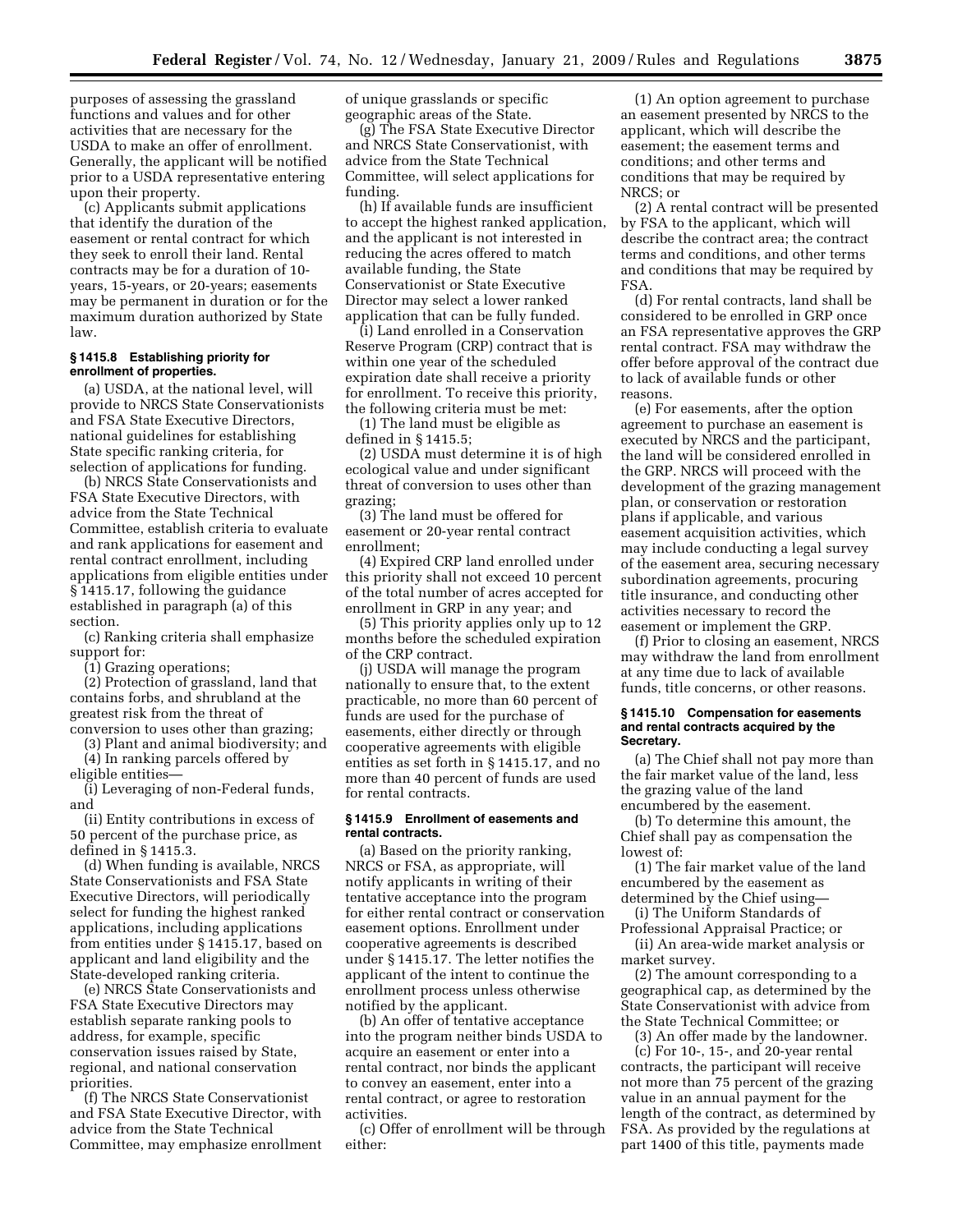purposes of assessing the grassland functions and values and for other activities that are necessary for the USDA to make an offer of enrollment. Generally, the applicant will be notified prior to a USDA representative entering upon their property.

(c) Applicants submit applications that identify the duration of the easement or rental contract for which they seek to enroll their land. Rental contracts may be for a duration of 10-years, 15-years, or 20-years; easements may be permanent in duration or for the maximum duration authorized by State law.

#### § 1415.8 Establishing priority for enrollment of properties.

(a) USDA, at the national level, will provide to NRCS State Conservationists and FSA State Executive Directors, national guidelines for establishing State specific ranking criteria, for selection of applications for funding.

(b) NRCS State Conservationists and FSA State Executive Directors, with advice from the State Technical Committee, establish criteria to evaluate and rank applications for easement and rental contract enrollment, including applications from eligible entities under § 1415.17, following the guidance established in paragraph (a) of this section.

(c) Ranking criteria shall emphasize support for:

(1) Grazing operations;

(2) Protection of grassland, land that contains forbs, and shrubland at the greatest risk from the threat of conversion to uses other than grazing;

(3) Plant and animal biodiversity; and

(4) In ranking parcels offered by eligible entities—

(i) Leveraging of non-Federal funds, and

(ii) Entity contributions in excess of 50 percent of the purchase price, as defined in § 1415.3.

(d) When funding is available, NRCS State Conservationists and FSA State Executive Directors, will periodically select for funding the highest ranked applications, including applications from entities under § 1415.17, based on applicant and land eligibility and the State-developed ranking criteria.

(e) NRCS State Conservationists and FSA State Executive Directors may establish separate ranking pools to address, for example, specific conservation issues raised by State, regional, and national conservation priorities.

(f) The NRCS State Conservationist and FSA State Executive Director, with advice from the State Technical Committee, may emphasize enrollment of unique grasslands or specific geographic areas of the State.

(g) The FSA State Executive Director and NRCS State Conservationist, with advice from the State Technical Committee, will select applications for funding.

(h) If available funds are insufficient to accept the highest ranked application, and the applicant is not interested in reducing the acres offered to match available funding, the State Conservationist or State Executive Director may select a lower ranked application that can be fully funded.

(i) Land enrolled in a Conservation Reserve Program (CRP) contract that is within one year of the scheduled expiration date shall receive a priority for enrollment. To receive this priority, the following criteria must be met:

(1) The land must be eligible as defined in § 1415.5;

(2) USDA must determine it is of high ecological value and under significant threat of conversion to uses other than grazing;

(3) The land must be offered for easement or 20-year rental contract enrollment;

(4) Expired CRP land enrolled under this priority shall not exceed 10 percent of the total number of acres accepted for enrollment in GRP in any year; and

(5) This priority applies only up to 12 months before the scheduled expiration of the CRP contract.

(j) USDA will manage the program nationally to ensure that, to the extent practicable, no more than 60 percent of funds are used for the purchase of easements, either directly or through cooperative agreements with eligible entities as set forth in § 1415.17, and no more than 40 percent of funds are used for rental contracts.

#### § 1415.9 Enrollment of easements and rental contracts.

(a) Based on the priority ranking, NRCS or FSA, as appropriate, will notify applicants in writing of their tentative acceptance into the program for either rental contract or conservation easement options. Enrollment under cooperative agreements is described under § 1415.17. The letter notifies the applicant of the intent to continue the enrollment process unless otherwise notified by the applicant.

(b) An offer of tentative acceptance into the program neither binds USDA to acquire an easement or enter into a rental contract, nor binds the applicant to convey an easement, enter into a rental contract, or agree to restoration activities.

(c) Offer of enrollment will be through either:

(1) An option agreement to purchase an easement presented by NRCS to the applicant, which will describe the easement; the easement terms and conditions; and other terms and conditions that may be required by NRCS; or

(2) A rental contract will be presented by FSA to the applicant, which will describe the contract area; the contract terms and conditions, and other terms and conditions that may be required by FSA.

(d) For rental contracts, land shall be considered to be enrolled in GRP once an FSA representative approves the GRP rental contract. FSA may withdraw the offer before approval of the contract due to lack of available funds or other reasons.

(e) For easements, after the option agreement to purchase an easement is executed by NRCS and the participant, the land will be considered enrolled in the GRP. NRCS will proceed with the development of the grazing management plan, or conservation or restoration plans if applicable, and various easement acquisition activities, which may include conducting a legal survey of the easement area, securing necessary subordination agreements, procuring title insurance, and conducting other activities necessary to record the easement or implement the GRP.

(f) Prior to closing an easement, NRCS may withdraw the land from enrollment at any time due to lack of available funds, title concerns, or other reasons.

#### § 1415.10 Compensation for easements and rental contracts acquired by the Secretary.

(a) The Chief shall not pay more than the fair market value of the land, less the grazing value of the land encumbered by the easement.

(b) To determine this amount, the Chief shall pay as compensation the lowest of:

(1) The fair market value of the land encumbered by the easement as determined by the Chief using—

(i) The Uniform Standards of Professional Appraisal Practice; or

(ii) An area-wide market analysis or market survey.

(2) The amount corresponding to a geographical cap, as determined by the State Conservationist with advice from the State Technical Committee; or

(3) An offer made by the landowner.

(c) For 10-, 15-, and 20-year rental contracts, the participant will receive not more than 75 percent of the grazing value in an annual payment for the length of the contract, as determined by FSA. As provided by the regulations at part 1400 of this title, payments made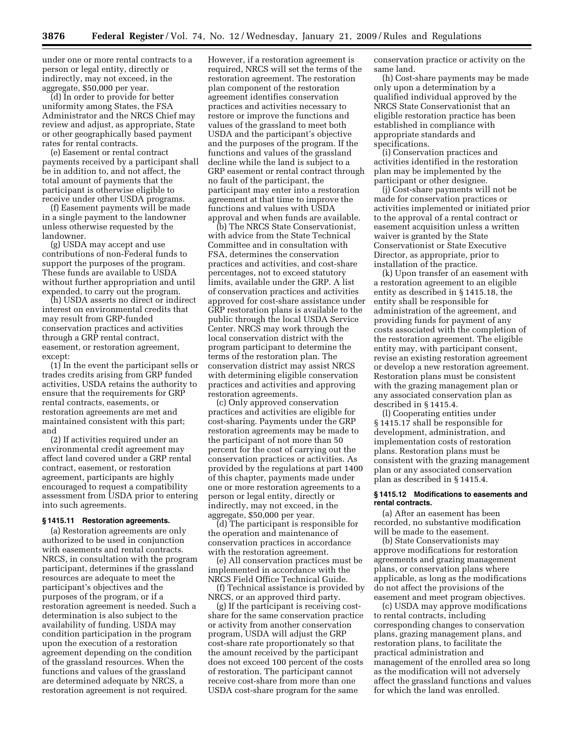under one or more rental contracts to a person or legal entity, directly or indirectly, may not exceed, in the aggregate, $50,000 per year.

(d) In order to provide for better uniformity among States, the FSA Administrator and the NRCS Chief may review and adjust, as appropriate, State or other geographically based payment rates for rental contracts.

(e) Easement or rental contract payments received by a participant shall be in addition to, and not affect, the total amount of payments that the participant is otherwise eligible to receive under other USDA programs.

(f) Easement payments will be made in a single payment to the landowner unless otherwise requested by the landowner.

(g) USDA may accept and use contributions of non-Federal funds to support the purposes of the program. These funds are available to USDA without further appropriation and until expended, to carry out the program.

(h) USDA asserts no direct or indirect interest on environmental credits that may result from GRP-funded conservation practices and activities through a GRP rental contract, easement, or restoration agreement, except:

(1) In the event the participant sells or trades credits arising from GRP funded activities, USDA retains the authority to ensure that the requirements for GRP rental contracts, easements, or restoration agreements are met and maintained consistent with this part; and

(2) If activities required under an environmental credit agreement may affect land covered under a GRP rental contract, easement, or restoration agreement, participants are highly encouraged to request a compatibility assessment from USDA prior to entering into such agreements.

### § 1415.11 Restoration agreements.

(a) Restoration agreements are only authorized to be used in conjunction with easements and rental contracts. NRCS, in consultation with the program participant, determines if the grassland resources are adequate to meet the participant's objectives and the purposes of the program, or if a restoration agreement is needed. Such a determination is also subject to the availability of funding. USDA may condition participation in the program upon the execution of a restoration agreement depending on the condition of the grassland resources. When the functions and values of the grassland are determined adequate by NRCS, a restoration agreement is not required. However, if a restoration agreement is required, NRCS will set the terms of the restoration agreement. The restoration plan component of the restoration agreement identifies conservation practices and activities necessary to restore or improve the functions and values of the grassland to meet both USDA and the participant's objective and the purposes of the program. If the functions and values of the grassland decline while the land is subject to a GRP easement or rental contract through no fault of the participant, the participant may enter into a restoration agreement at that time to improve the functions and values with USDA approval and when funds are available.

(b) The NRCS State Conservationist, with advice from the State Technical Committee and in consultation with FSA, determines the conservation practices and activities, and cost-share percentages, not to exceed statutory limits, available under the GRP. A list of conservation practices and activities approved for cost-share assistance under GRP restoration plans is available to the public through the local USDA Service Center. NRCS may work through the local conservation district with the program participant to determine the terms of the restoration plan. The conservation district may assist NRCS with determining eligible conservation practices and activities and approving restoration agreements.

(c) Only approved conservation practices and activities are eligible for cost-sharing. Payments under the GRP restoration agreements may be made to the participant of not more than 50 percent for the cost of carrying out the conservation practices or activities. As provided by the regulations at part 1400 of this chapter, payments made under one or more restoration agreements to a person or legal entity, directly or indirectly, may not exceed, in the aggregate, $50,000 per year.

(d) The participant is responsible for the operation and maintenance of conservation practices in accordance with the restoration agreement.

(e) All conservation practices must be implemented in accordance with the NRCS Field Office Technical Guide.

(f) Technical assistance is provided by NRCS, or an approved third party.

(g) If the participant is receiving cost-share for the same conservation practice or activity from another conservation program, USDA will adjust the GRP cost-share rate proportionately so that the amount received by the participant does not exceed 100 percent of the costs of restoration. The participant cannot receive cost-share from more than one USDA cost-share program for the same conservation practice or activity on the same land.

(h) Cost-share payments may be made only upon a determination by a qualified individual approved by the NRCS State Conservationist that an eligible restoration practice has been established in compliance with appropriate standards and specifications.

(i) Conservation practices and activities identified in the restoration plan may be implemented by the participant or other designee.

(j) Cost-share payments will not be made for conservation practices or activities implemented or initiated prior to the approval of a rental contract or easement acquisition unless a written waiver is granted by the State Conservationist or State Executive Director, as appropriate, prior to installation of the practice.

(k) Upon transfer of an easement with a restoration agreement to an eligible entity as described in § 1415.18, the entity shall be responsible for administration of the agreement, and providing funds for payment of any costs associated with the completion of the restoration agreement. The eligible entity may, with participant consent, revise an existing restoration agreement or develop a new restoration agreement. Restoration plans must be consistent with the grazing management plan or any associated conservation plan as described in § 1415.4.

(l) Cooperating entities under § 1415.17 shall be responsible for development, administration, and implementation costs of restoration plans. Restoration plans must be consistent with the grazing management plan or any associated conservation plan as described in § 1415.4.

### § 1415.12 Modifications to easements and rental contracts.

(a) After an easement has been recorded, no substantive modification will be made to the easement.

(b) State Conservationists may approve modifications for restoration agreements and grazing management plans, or conservation plans where applicable, as long as the modifications do not affect the provisions of the easement and meet program objectives.

(c) USDA may approve modifications to rental contracts, including corresponding changes to conservation plans, grazing management plans, and restoration plans, to facilitate the practical administration and management of the enrolled area so long as the modification will not adversely affect the grassland functions and values for which the land was enrolled.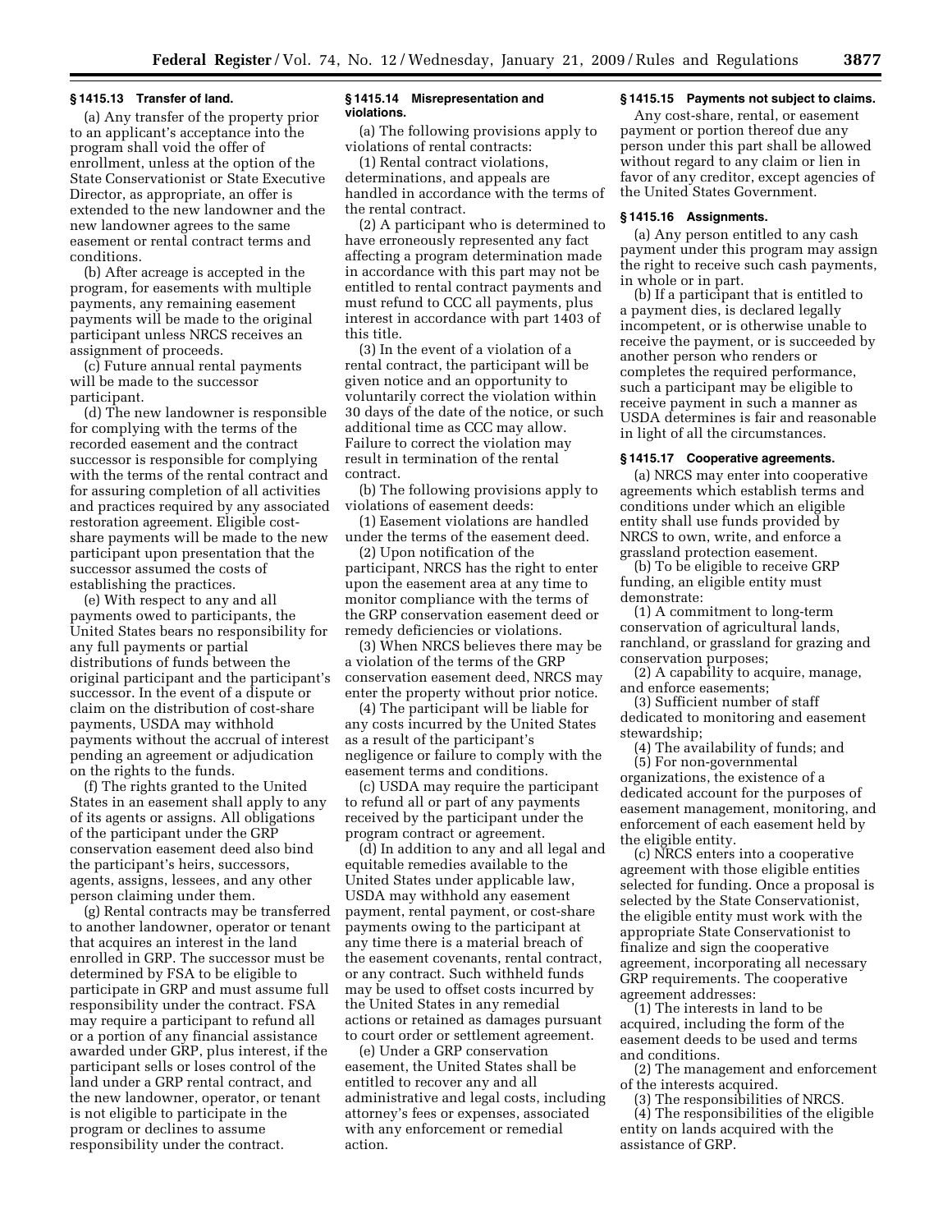### § 1415.13 Transfer of land.

(a) Any transfer of the property prior to an applicant's acceptance into the program shall void the offer of enrollment, unless at the option of the State Conservationist or State Executive Director, as appropriate, an offer is extended to the new landowner and the new landowner agrees to the same easement or rental contract terms and conditions.

(b) After acreage is accepted in the program, for easements with multiple payments, any remaining easement payments will be made to the original participant unless NRCS receives an assignment of proceeds.

(c) Future annual rental payments will be made to the successor participant.

(d) The new landowner is responsible for complying with the terms of the recorded easement and the contract successor is responsible for complying with the terms of the rental contract and for assuring completion of all activities and practices required by any associated restoration agreement. Eligible cost-share payments will be made to the new participant upon presentation that the successor assumed the costs of establishing the practices.

(e) With respect to any and all payments owed to participants, the United States bears no responsibility for any full payments or partial distributions of funds between the original participant and the participant's successor. In the event of a dispute or claim on the distribution of cost-share payments, USDA may withhold payments without the accrual of interest pending an agreement or adjudication on the rights to the funds.

(f) The rights granted to the United States in an easement shall apply to any of its agents or assigns. All obligations of the participant under the GRP conservation easement deed also bind the participant's heirs, successors, agents, assigns, lessees, and any other person claiming under them.

(g) Rental contracts may be transferred to another landowner, operator or tenant that acquires an interest in the land enrolled in GRP. The successor must be determined by FSA to be eligible to participate in GRP and must assume full responsibility under the contract. FSA may require a participant to refund all or a portion of any financial assistance awarded under GRP, plus interest, if the participant sells or loses control of the land under a GRP rental contract, and the new landowner, operator, or tenant is not eligible to participate in the program or declines to assume responsibility under the contract.

### § 1415.14 Misrepresentation and violations.

(a) The following provisions apply to violations of rental contracts:

(1) Rental contract violations, determinations, and appeals are handled in accordance with the terms of the rental contract.

(2) A participant who is determined to have erroneously represented any fact affecting a program determination made in accordance with this part may not be entitled to rental contract payments and must refund to CCC all payments, plus interest in accordance with part 1403 of this title.

(3) In the event of a violation of a rental contract, the participant will be given notice and an opportunity to voluntarily correct the violation within 30 days of the date of the notice, or such additional time as CCC may allow. Failure to correct the violation may result in termination of the rental contract.

(b) The following provisions apply to violations of easement deeds:

(1) Easement violations are handled under the terms of the easement deed.

(2) Upon notification of the participant, NRCS has the right to enter upon the easement area at any time to monitor compliance with the terms of the GRP conservation easement deed or remedy deficiencies or violations.

(3) When NRCS believes there may be a violation of the terms of the GRP conservation easement deed, NRCS may enter the property without prior notice.

(4) The participant will be liable for any costs incurred by the United States as a result of the participant's negligence or failure to comply with the easement terms and conditions.

(c) USDA may require the participant to refund all or part of any payments received by the participant under the program contract or agreement.

(d) In addition to any and all legal and equitable remedies available to the United States under applicable law, USDA may withhold any easement payment, rental payment, or cost-share payments owing to the participant at any time there is a material breach of the easement covenants, rental contract, or any contract. Such withheld funds may be used to offset costs incurred by the United States in any remedial actions or retained as damages pursuant to court order or settlement agreement.

(e) Under a GRP conservation easement, the United States shall be entitled to recover any and all administrative and legal costs, including attorney's fees or expenses, associated with any enforcement or remedial action.

### § 1415.15 Payments not subject to claims.

Any cost-share, rental, or easement payment or portion thereof due any person under this part shall be allowed without regard to any claim or lien in favor of any creditor, except agencies of the United States Government.

### § 1415.16 Assignments.

(a) Any person entitled to any cash payment under this program may assign the right to receive such cash payments, in whole or in part.

(b) If a participant that is entitled to a payment dies, is declared legally incompetent, or is otherwise unable to receive the payment, or is succeeded by another person who renders or completes the required performance, such a participant may be eligible to receive payment in such a manner as USDA determines is fair and reasonable in light of all the circumstances.

### § 1415.17 Cooperative agreements.

(a) NRCS may enter into cooperative agreements which establish terms and conditions under which an eligible entity shall use funds provided by NRCS to own, write, and enforce a grassland protection easement.

(b) To be eligible to receive GRP funding, an eligible entity must demonstrate:

(1) A commitment to long-term conservation of agricultural lands, ranchland, or grassland for grazing and conservation purposes;

(2) A capability to acquire, manage, and enforce easements;

(3) Sufficient number of staff dedicated to monitoring and easement stewardship;

(4) The availability of funds; and

(5) For non-governmental organizations, the existence of a dedicated account for the purposes of easement management, monitoring, and enforcement of each easement held by the eligible entity.

(c) NRCS enters into a cooperative agreement with those eligible entities selected for funding. Once a proposal is selected by the State Conservationist, the eligible entity must work with the appropriate State Conservationist to finalize and sign the cooperative agreement, incorporating all necessary GRP requirements. The cooperative agreement addresses:

(1) The interests in land to be acquired, including the form of the easement deeds to be used and terms and conditions.

(2) The management and enforcement of the interests acquired.

(3) The responsibilities of NRCS.

(4) The responsibilities of the eligible entity on lands acquired with the assistance of GRP.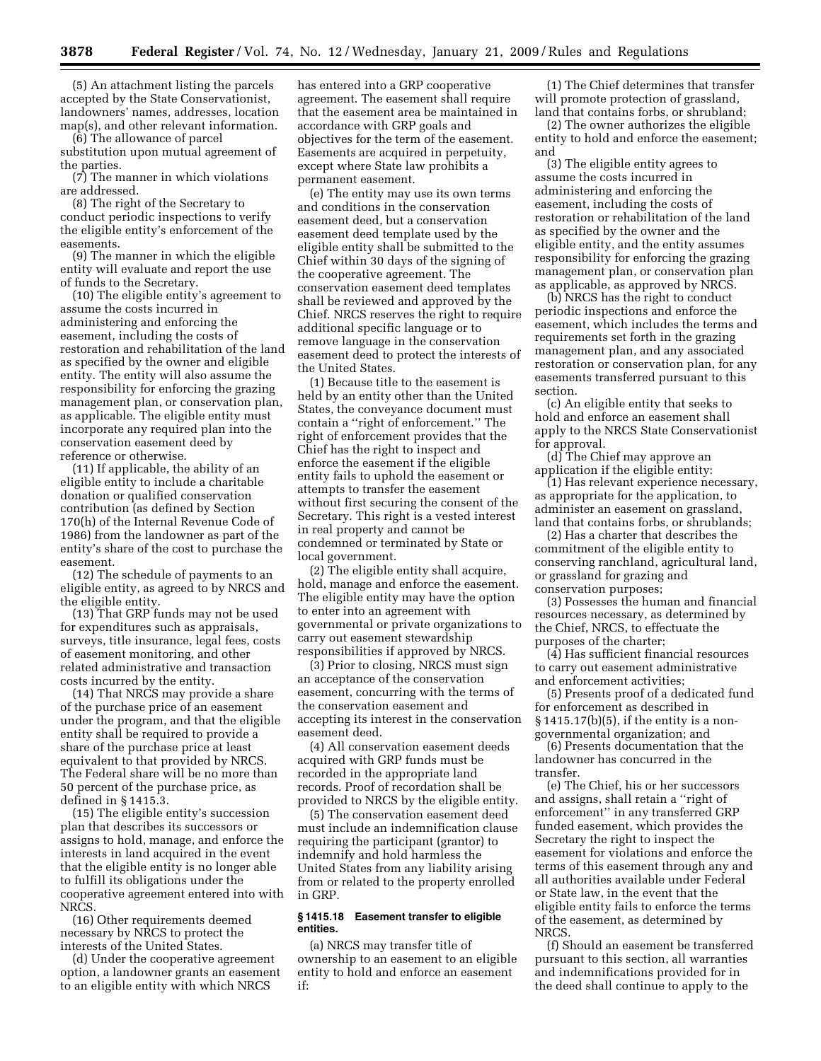(5) An attachment listing the parcels accepted by the State Conservationist, landowners' names, addresses, location map(s), and other relevant information.

(6) The allowance of parcel substitution upon mutual agreement of the parties.

(7) The manner in which violations are addressed.

(8) The right of the Secretary to conduct periodic inspections to verify the eligible entity's enforcement of the easements.

(9) The manner in which the eligible entity will evaluate and report the use of funds to the Secretary.

(10) The eligible entity's agreement to assume the costs incurred in administering and enforcing the easement, including the costs of restoration and rehabilitation of the land as specified by the owner and eligible entity. The entity will also assume the responsibility for enforcing the grazing management plan, or conservation plan, as applicable. The eligible entity must incorporate any required plan into the conservation easement deed by reference or otherwise.

(11) If applicable, the ability of an eligible entity to include a charitable donation or qualified conservation contribution (as defined by Section 170(h) of the Internal Revenue Code of 1986) from the landowner as part of the entity's share of the cost to purchase the easement.

(12) The schedule of payments to an eligible entity, as agreed to by NRCS and the eligible entity.

(13) That GRP funds may not be used for expenditures such as appraisals, surveys, title insurance, legal fees, costs of easement monitoring, and other related administrative and transaction costs incurred by the entity.

(14) That NRCS may provide a share of the purchase price of an easement under the program, and that the eligible entity shall be required to provide a share of the purchase price at least equivalent to that provided by NRCS. The Federal share will be no more than 50 percent of the purchase price, as defined in § 1415.3.

(15) The eligible entity's succession plan that describes its successors or assigns to hold, manage, and enforce the interests in land acquired in the event that the eligible entity is no longer able to fulfill its obligations under the cooperative agreement entered into with NRCS.

(16) Other requirements deemed necessary by NRCS to protect the interests of the United States.

(d) Under the cooperative agreement option, a landowner grants an easement to an eligible entity with which NRCS has entered into a GRP cooperative agreement. The easement shall require that the easement area be maintained in accordance with GRP goals and objectives for the term of the easement. Easements are acquired in perpetuity, except where State law prohibits a permanent easement.

(e) The entity may use its own terms and conditions in the conservation easement deed, but a conservation easement deed template used by the eligible entity shall be submitted to the Chief within 30 days of the signing of the cooperative agreement. The conservation easement deed templates shall be reviewed and approved by the Chief. NRCS reserves the right to require additional specific language or to remove language in the conservation easement deed to protect the interests of the United States.

(1) Because title to the easement is held by an entity other than the United States, the conveyance document must contain a ''right of enforcement.'' The right of enforcement provides that the Chief has the right to inspect and enforce the easement if the eligible entity fails to uphold the easement or attempts to transfer the easement without first securing the consent of the Secretary. This right is a vested interest in real property and cannot be condemned or terminated by State or local government.

(2) The eligible entity shall acquire, hold, manage and enforce the easement. The eligible entity may have the option to enter into an agreement with governmental or private organizations to carry out easement stewardship responsibilities if approved by NRCS.

(3) Prior to closing, NRCS must sign an acceptance of the conservation easement, concurring with the terms of the conservation easement and accepting its interest in the conservation easement deed.

(4) All conservation easement deeds acquired with GRP funds must be recorded in the appropriate land records. Proof of recordation shall be provided to NRCS by the eligible entity.

(5) The conservation easement deed must include an indemnification clause requiring the participant (grantor) to indemnify and hold harmless the United States from any liability arising from or related to the property enrolled in GRP.

#### § 1415.18 Easement transfer to eligible entities.

(a) NRCS may transfer title of ownership to an easement to an eligible entity to hold and enforce an easement if:

(1) The Chief determines that transfer will promote protection of grassland, land that contains forbs, or shrubland;

(2) The owner authorizes the eligible entity to hold and enforce the easement; and

(3) The eligible entity agrees to assume the costs incurred in administering and enforcing the easement, including the costs of restoration or rehabilitation of the land as specified by the owner and the eligible entity, and the entity assumes responsibility for enforcing the grazing management plan, or conservation plan as applicable, as approved by NRCS.

(b) NRCS has the right to conduct periodic inspections and enforce the easement, which includes the terms and requirements set forth in the grazing management plan, and any associated restoration or conservation plan, for any easements transferred pursuant to this section.

(c) An eligible entity that seeks to hold and enforce an easement shall apply to the NRCS State Conservationist for approval.

(d) The Chief may approve an application if the eligible entity:

(1) Has relevant experience necessary, as appropriate for the application, to administer an easement on grassland, land that contains forbs, or shrublands;

(2) Has a charter that describes the commitment of the eligible entity to conserving ranchland, agricultural land, or grassland for grazing and conservation purposes;

(3) Possesses the human and financial resources necessary, as determined by the Chief, NRCS, to effectuate the purposes of the charter;

(4) Has sufficient financial resources to carry out easement administrative and enforcement activities;

(5) Presents proof of a dedicated fund for enforcement as described in § 1415.17(b)(5), if the entity is a non-governmental organization; and

(6) Presents documentation that the landowner has concurred in the transfer.

(e) The Chief, his or her successors and assigns, shall retain a ''right of enforcement'' in any transferred GRP funded easement, which provides the Secretary the right to inspect the easement for violations and enforce the terms of this easement through any and all authorities available under Federal or State law, in the event that the eligible entity fails to enforce the terms of the easement, as determined by NRCS.

(f) Should an easement be transferred pursuant to this section, all warranties and indemnifications provided for in the deed shall continue to apply to the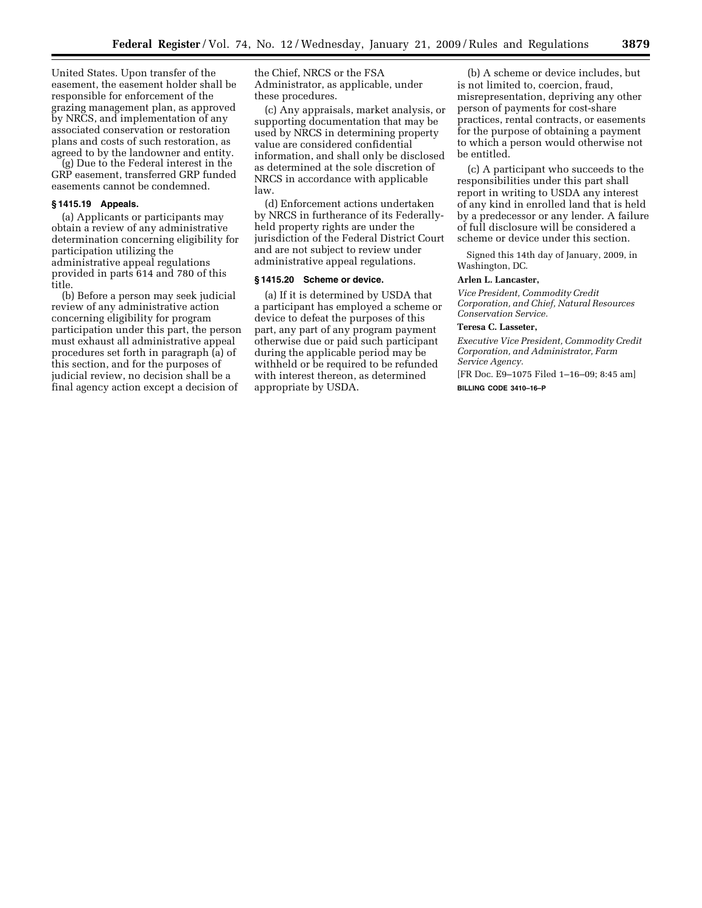United States. Upon transfer of the easement, the easement holder shall be responsible for enforcement of the grazing management plan, as approved by NRCS, and implementation of any associated conservation or restoration plans and costs of such restoration, as agreed to by the landowner and entity.

(g) Due to the Federal interest in the GRP easement, transferred GRP funded easements cannot be condemned.

### § 1415.19 Appeals.

(a) Applicants or participants may obtain a review of any administrative determination concerning eligibility for participation utilizing the administrative appeal regulations provided in parts 614 and 780 of this title.

(b) Before a person may seek judicial review of any administrative action concerning eligibility for program participation under this part, the person must exhaust all administrative appeal procedures set forth in paragraph (a) of this section, and for the purposes of judicial review, no decision shall be a final agency action except a decision of the Chief, NRCS or the FSA Administrator, as applicable, under these procedures.

(c) Any appraisals, market analysis, or supporting documentation that may be used by NRCS in determining property value are considered confidential information, and shall only be disclosed as determined at the sole discretion of NRCS in accordance with applicable law.

(d) Enforcement actions undertaken by NRCS in furtherance of its Federally-held property rights are under the jurisdiction of the Federal District Court and are not subject to review under administrative appeal regulations.

### § 1415.20 Scheme or device.

(a) If it is determined by USDA that a participant has employed a scheme or device to defeat the purposes of this part, any part of any program payment otherwise due or paid such participant during the applicable period may be withheld or be required to be refunded with interest thereon, as determined appropriate by USDA.

(b) A scheme or device includes, but is not limited to, coercion, fraud, misrepresentation, depriving any other person of payments for cost-share practices, rental contracts, or easements for the purpose of obtaining a payment to which a person would otherwise not be entitled.

(c) A participant who succeeds to the responsibilities under this part shall report in writing to USDA any interest of any kind in enrolled land that is held by a predecessor or any lender. A failure of full disclosure will be considered a scheme or device under this section.

Signed this 14th day of January, 2009, in Washington, DC.

**Arlen L. Lancaster,**

*Vice President, Commodity Credit Corporation, and Chief, Natural Resources Conservation Service.*

**Teresa C. Lasseter,**

*Executive Vice President, Commodity Credit Corporation, and Administrator, Farm Service Agency.*

[FR Doc. E9–1075 Filed 1–16–09; 8:45 am]

**BILLING CODE 3410–16–P**